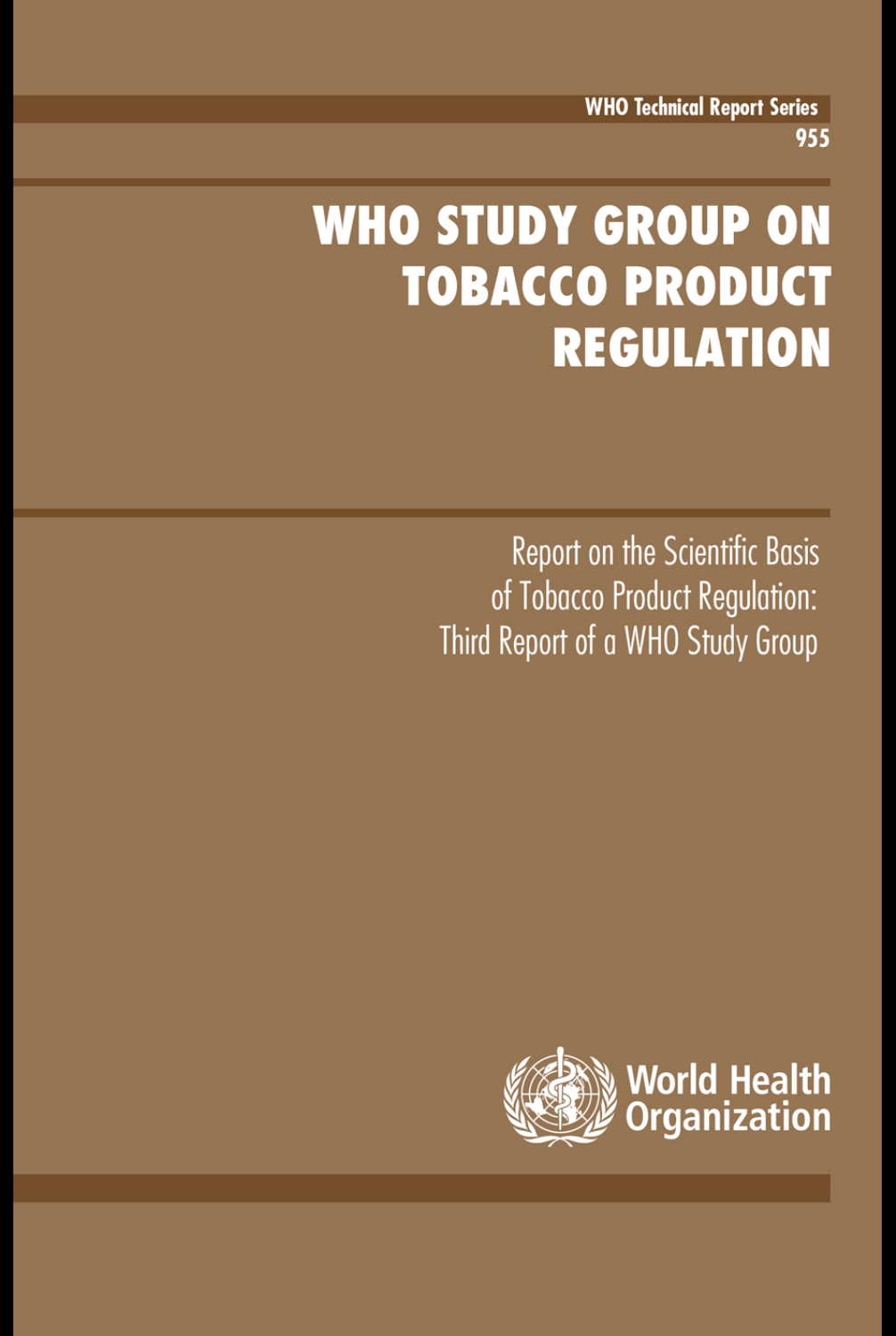WHO Technical Report Series

955

# WHO STUDY GROUP ON TOBACCO PRODUCT REGULATION

Report on the Scientific Basis of Tobacco Product Regulation: Third Report of a WHO Study Group

World Health Organization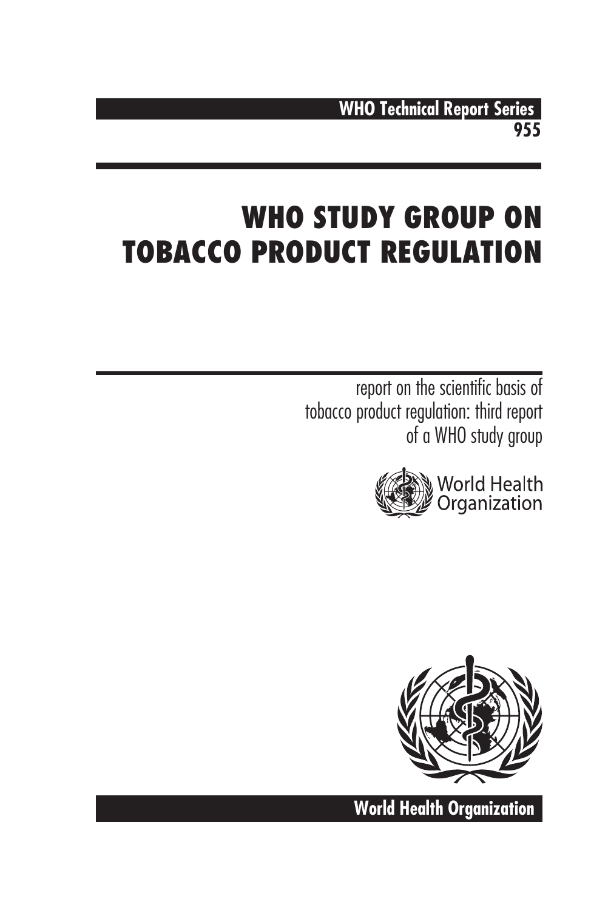**WHO Technical Report Series**
**955**

# WHO STUDY GROUP ON TOBACCO PRODUCT REGULATION

report on the scientific basis of tobacco product regulation: third report of a WHO study group

World Health Organization

**World Health Organization**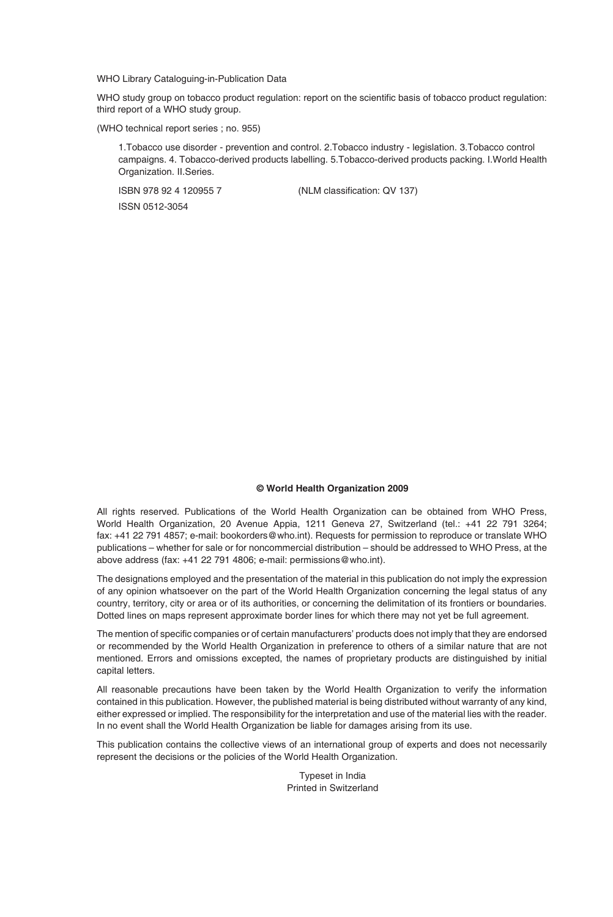WHO Library Cataloguing-in-Publication Data

WHO study group on tobacco product regulation: report on the scientific basis of tobacco product regulation: third report of a WHO study group.

(WHO technical report series ; no. 955)

1.Tobacco use disorder - prevention and control. 2.Tobacco industry - legislation. 3.Tobacco control campaigns. 4. Tobacco-derived products labelling. 5.Tobacco-derived products packing. I.World Health Organization. II.Series.

ISBN 978 92 4 120955 7 (NLM classification: QV 137)

ISSN 0512-3054

**© World Health Organization 2009**

All rights reserved. Publications of the World Health Organization can be obtained from WHO Press, World Health Organization, 20 Avenue Appia, 1211 Geneva 27, Switzerland (tel.: +41 22 791 3264; fax: +41 22 791 4857; e-mail: bookorders@who.int). Requests for permission to reproduce or translate WHO publications – whether for sale or for noncommercial distribution – should be addressed to WHO Press, at the above address (fax: +41 22 791 4806; e-mail: permissions@who.int).

The designations employed and the presentation of the material in this publication do not imply the expression of any opinion whatsoever on the part of the World Health Organization concerning the legal status of any country, territory, city or area or of its authorities, or concerning the delimitation of its frontiers or boundaries. Dotted lines on maps represent approximate border lines for which there may not yet be full agreement.

The mention of specific companies or of certain manufacturers' products does not imply that they are endorsed or recommended by the World Health Organization in preference to others of a similar nature that are not mentioned. Errors and omissions excepted, the names of proprietary products are distinguished by initial capital letters.

All reasonable precautions have been taken by the World Health Organization to verify the information contained in this publication. However, the published material is being distributed without warranty of any kind, either expressed or implied. The responsibility for the interpretation and use of the material lies with the reader. In no event shall the World Health Organization be liable for damages arising from its use.

This publication contains the collective views of an international group of experts and does not necessarily represent the decisions or the policies of the World Health Organization.

Typeset in India
Printed in Switzerland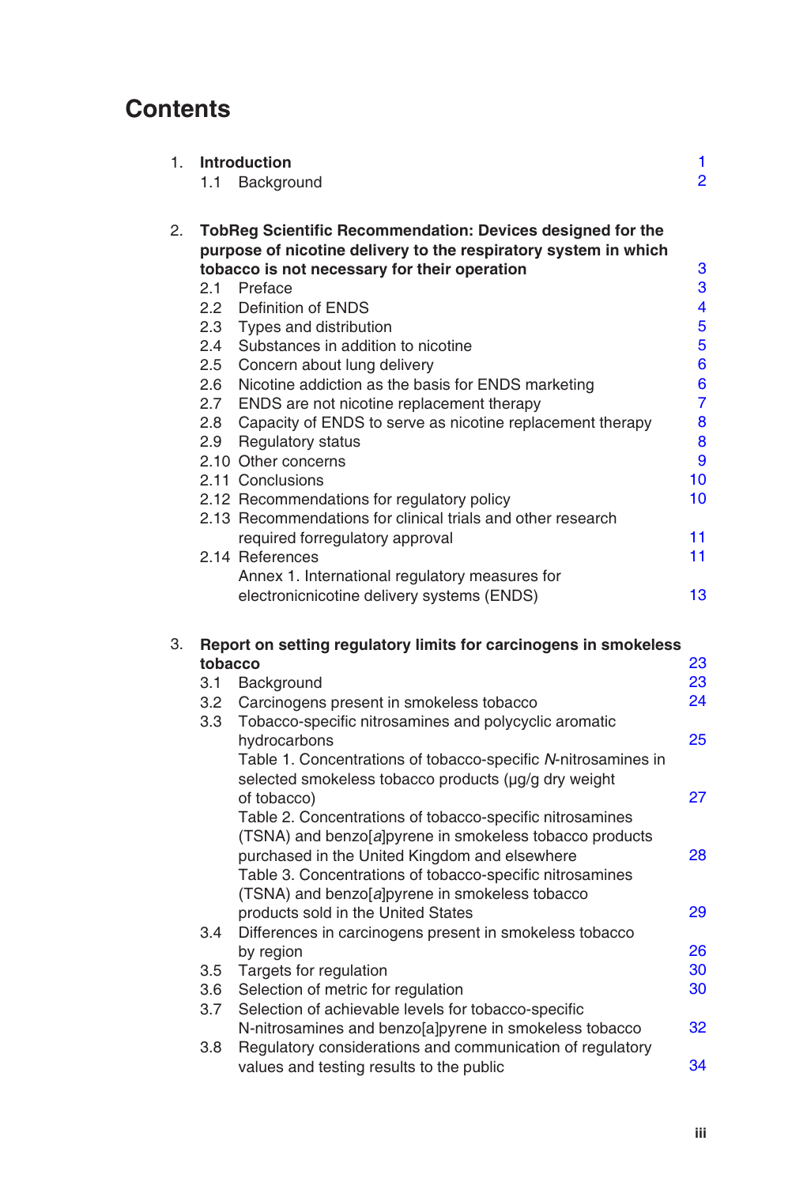# Contents

1. **Introduction** 1
   - 1.1 Background 2

2. **TobReg Scientific Recommendation: Devices designed for the purpose of nicotine delivery to the respiratory system in which tobacco is not necessary for their operation** 3
   - 2.1 Preface 3
   - 2.2 Definition of ENDS 4
   - 2.3 Types and distribution 5
   - 2.4 Substances in addition to nicotine 5
   - 2.5 Concern about lung delivery 6
   - 2.6 Nicotine addiction as the basis for ENDS marketing 6
   - 2.7 ENDS are not nicotine replacement therapy 7
   - 2.8 Capacity of ENDS to serve as nicotine replacement therapy 8
   - 2.9 Regulatory status 8
   - 2.10 Other concerns 9
   - 2.11 Conclusions 10
   - 2.12 Recommendations for regulatory policy 10
   - 2.13 Recommendations for clinical trials and other research required forregulatory approval 11
   - 2.14 References 11
   - Annex 1. International regulatory measures for electronicnicotine delivery systems (ENDS) 13

3. **Report on setting regulatory limits for carcinogens in smokeless tobacco** 23
   - 3.1 Background 23
   - 3.2 Carcinogens present in smokeless tobacco 24
   - 3.3 Tobacco-specific nitrosamines and polycyclic aromatic hydrocarbons 25
     - Table 1. Concentrations of tobacco-specific *N*-nitrosamines in selected smokeless tobacco products (µg/g dry weight of tobacco) 27
     - Table 2. Concentrations of tobacco-specific nitrosamines (TSNA) and benzo[*a*]pyrene in smokeless tobacco products purchased in the United Kingdom and elsewhere 28
     - Table 3. Concentrations of tobacco-specific nitrosamines (TSNA) and benzo[*a*]pyrene in smokeless tobacco products sold in the United States 29
   - 3.4 Differences in carcinogens present in smokeless tobacco by region 26
   - 3.5 Targets for regulation 30
   - 3.6 Selection of metric for regulation 30
   - 3.7 Selection of achievable levels for tobacco-specific N-nitrosamines and benzo[a]pyrene in smokeless tobacco 32
   - 3.8 Regulatory considerations and communication of regulatory values and testing results to the public 34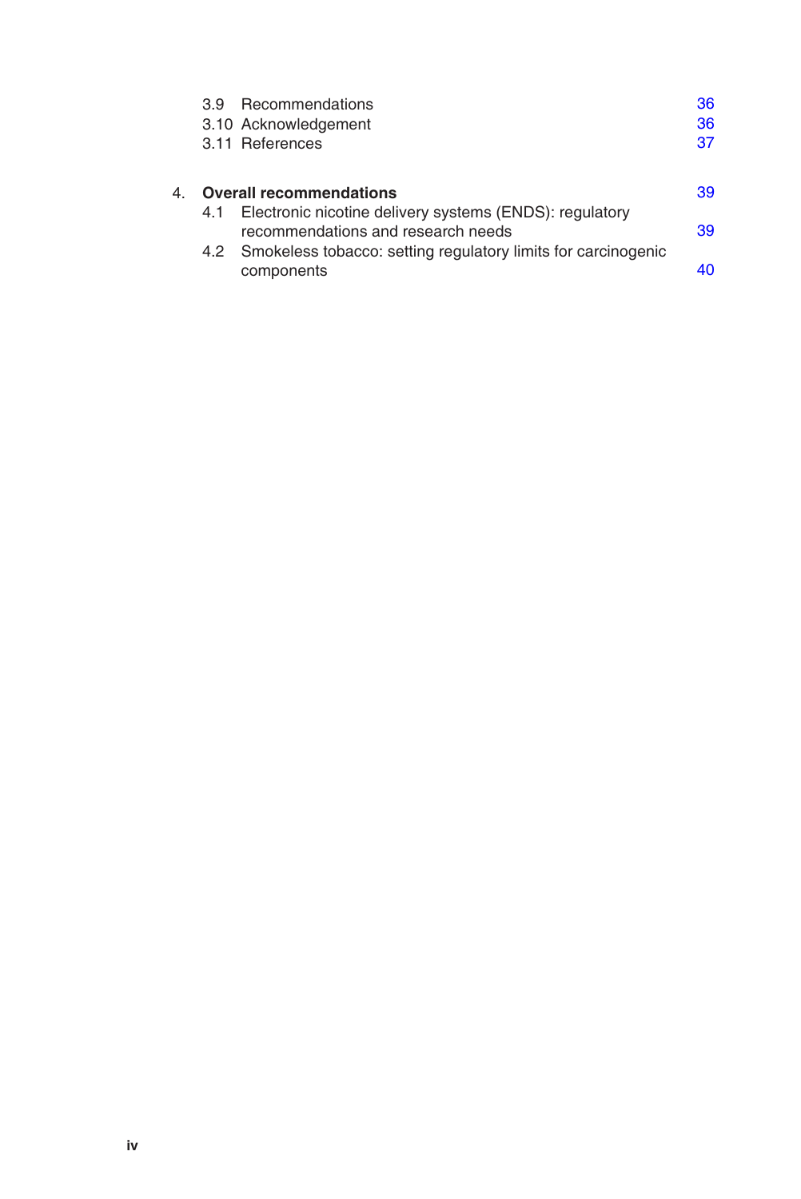3.9 Recommendations 36
3.10 Acknowledgement 36
3.11 References 37

4. **Overall recommendations** 39
4.1 Electronic nicotine delivery systems (ENDS): regulatory recommendations and research needs 39
4.2 Smokeless tobacco: setting regulatory limits for carcinogenic components 40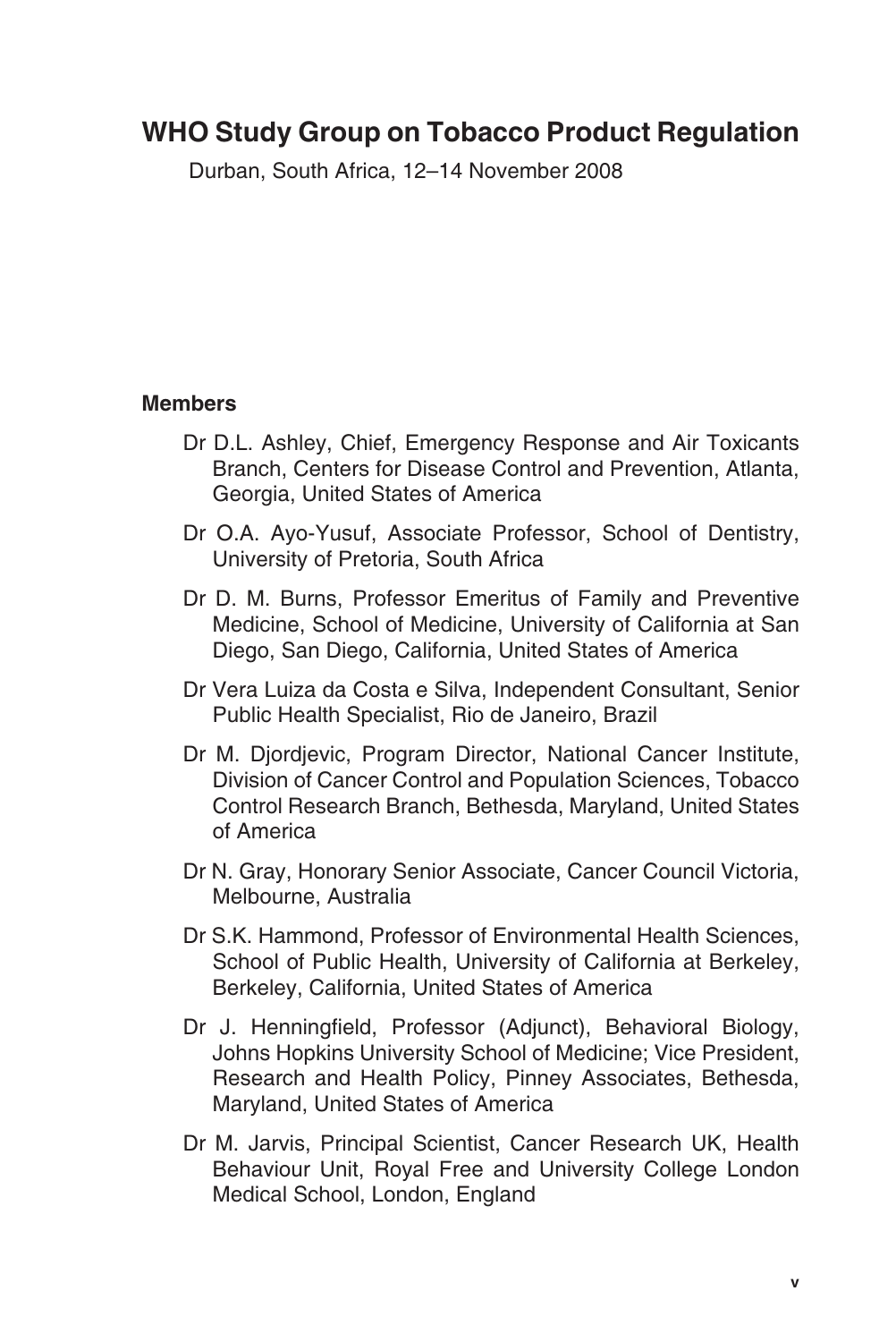## WHO Study Group on Tobacco Product Regulation

Durban, South Africa, 12–14 November 2008

### Members

Dr D.L. Ashley, Chief, Emergency Response and Air Toxicants Branch, Centers for Disease Control and Prevention, Atlanta, Georgia, United States of America

Dr O.A. Ayo-Yusuf, Associate Professor, School of Dentistry, University of Pretoria, South Africa

Dr D. M. Burns, Professor Emeritus of Family and Preventive Medicine, School of Medicine, University of California at San Diego, San Diego, California, United States of America

Dr Vera Luiza da Costa e Silva, Independent Consultant, Senior Public Health Specialist, Rio de Janeiro, Brazil

Dr M. Djordjevic, Program Director, National Cancer Institute, Division of Cancer Control and Population Sciences, Tobacco Control Research Branch, Bethesda, Maryland, United States of America

Dr N. Gray, Honorary Senior Associate, Cancer Council Victoria, Melbourne, Australia

Dr S.K. Hammond, Professor of Environmental Health Sciences, School of Public Health, University of California at Berkeley, Berkeley, California, United States of America

Dr J. Henningfield, Professor (Adjunct), Behavioral Biology, Johns Hopkins University School of Medicine; Vice President, Research and Health Policy, Pinney Associates, Bethesda, Maryland, United States of America

Dr M. Jarvis, Principal Scientist, Cancer Research UK, Health Behaviour Unit, Royal Free and University College London Medical School, London, England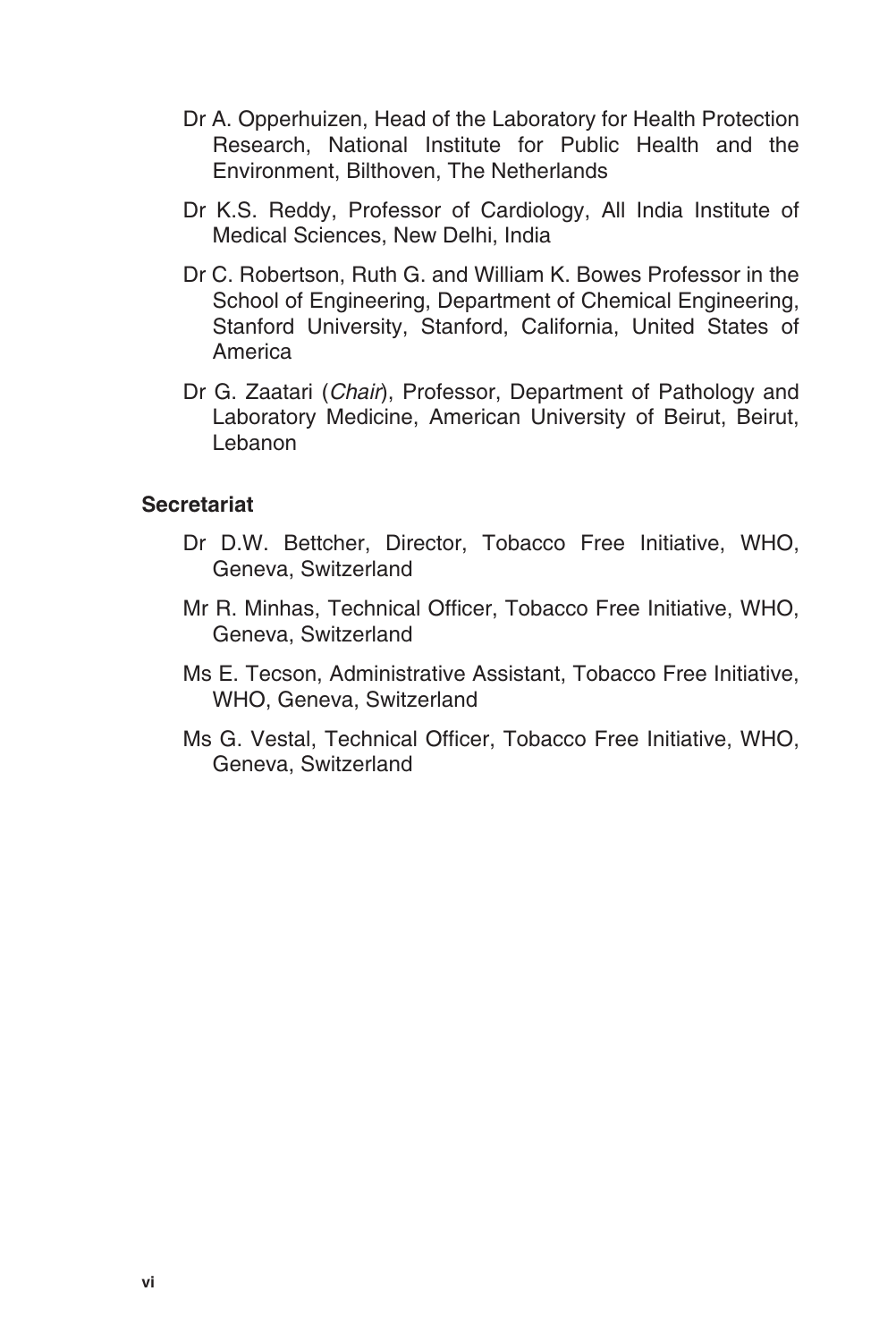- Dr A. Opperhuizen, Head of the Laboratory for Health Protection Research, National Institute for Public Health and the Environment, Bilthoven, The Netherlands
- Dr K.S. Reddy, Professor of Cardiology, All India Institute of Medical Sciences, New Delhi, India
- Dr C. Robertson, Ruth G. and William K. Bowes Professor in the School of Engineering, Department of Chemical Engineering, Stanford University, Stanford, California, United States of America
- Dr G. Zaatari (*Chair*), Professor, Department of Pathology and Laboratory Medicine, American University of Beirut, Beirut, Lebanon

**Secretariat**

- Dr D.W. Bettcher, Director, Tobacco Free Initiative, WHO, Geneva, Switzerland
- Mr R. Minhas, Technical Officer, Tobacco Free Initiative, WHO, Geneva, Switzerland
- Ms E. Tecson, Administrative Assistant, Tobacco Free Initiative, WHO, Geneva, Switzerland
- Ms G. Vestal, Technical Officer, Tobacco Free Initiative, WHO, Geneva, Switzerland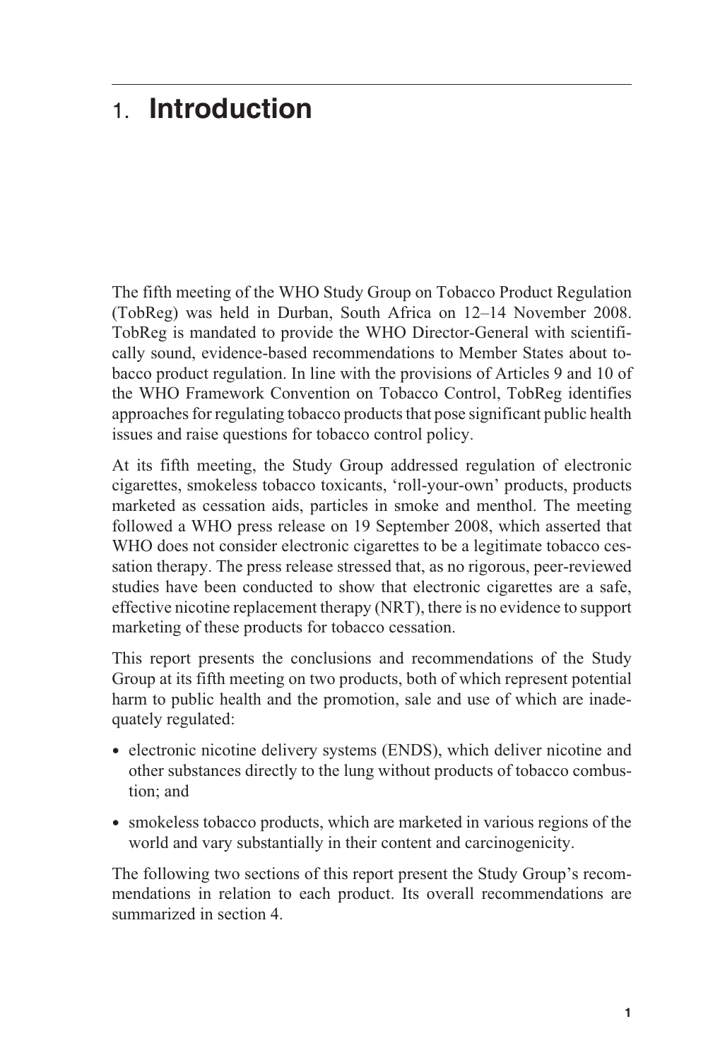# 1. Introduction

The fifth meeting of the WHO Study Group on Tobacco Product Regulation (TobReg) was held in Durban, South Africa on 12–14 November 2008. TobReg is mandated to provide the WHO Director-General with scientifically sound, evidence-based recommendations to Member States about tobacco product regulation. In line with the provisions of Articles 9 and 10 of the WHO Framework Convention on Tobacco Control, TobReg identifies approaches for regulating tobacco products that pose significant public health issues and raise questions for tobacco control policy.

At its fifth meeting, the Study Group addressed regulation of electronic cigarettes, smokeless tobacco toxicants, 'roll-your-own' products, products marketed as cessation aids, particles in smoke and menthol. The meeting followed a WHO press release on 19 September 2008, which asserted that WHO does not consider electronic cigarettes to be a legitimate tobacco cessation therapy. The press release stressed that, as no rigorous, peer-reviewed studies have been conducted to show that electronic cigarettes are a safe, effective nicotine replacement therapy (NRT), there is no evidence to support marketing of these products for tobacco cessation.

This report presents the conclusions and recommendations of the Study Group at its fifth meeting on two products, both of which represent potential harm to public health and the promotion, sale and use of which are inadequately regulated:

- electronic nicotine delivery systems (ENDS), which deliver nicotine and other substances directly to the lung without products of tobacco combustion; and
- smokeless tobacco products, which are marketed in various regions of the world and vary substantially in their content and carcinogenicity.

The following two sections of this report present the Study Group's recommendations in relation to each product. Its overall recommendations are summarized in section 4.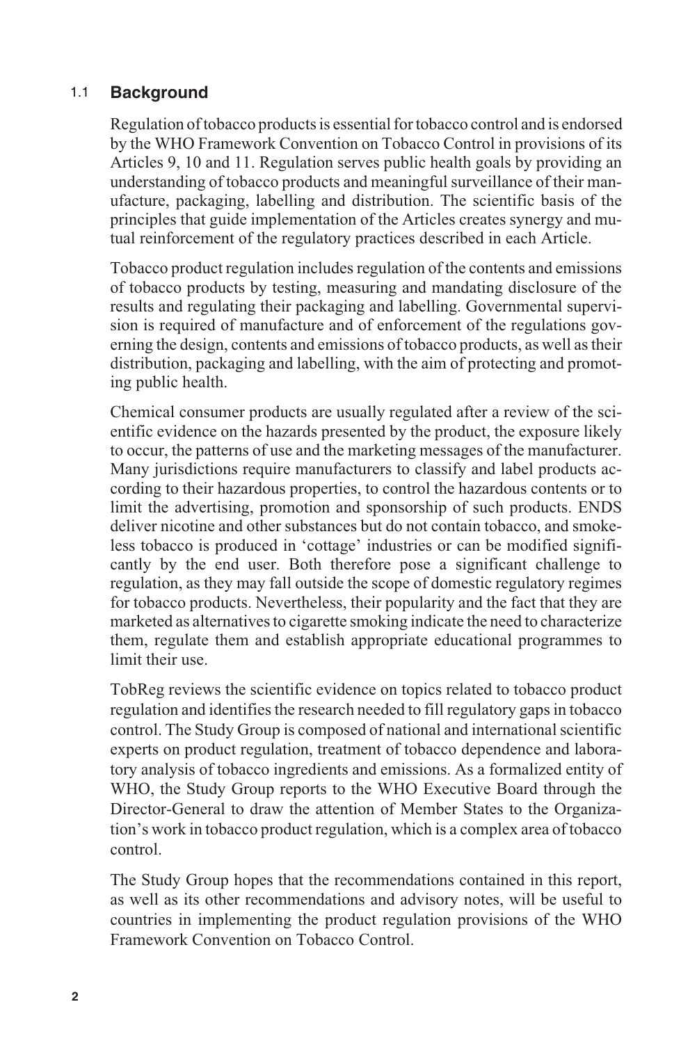## 1.1 Background

Regulation of tobacco products is essential for tobacco control and is endorsed by the WHO Framework Convention on Tobacco Control in provisions of its Articles 9, 10 and 11. Regulation serves public health goals by providing an understanding of tobacco products and meaningful surveillance of their manufacture, packaging, labelling and distribution. The scientific basis of the principles that guide implementation of the Articles creates synergy and mutual reinforcement of the regulatory practices described in each Article.

Tobacco product regulation includes regulation of the contents and emissions of tobacco products by testing, measuring and mandating disclosure of the results and regulating their packaging and labelling. Governmental supervision is required of manufacture and of enforcement of the regulations governing the design, contents and emissions of tobacco products, as well as their distribution, packaging and labelling, with the aim of protecting and promoting public health.

Chemical consumer products are usually regulated after a review of the scientific evidence on the hazards presented by the product, the exposure likely to occur, the patterns of use and the marketing messages of the manufacturer. Many jurisdictions require manufacturers to classify and label products according to their hazardous properties, to control the hazardous contents or to limit the advertising, promotion and sponsorship of such products. ENDS deliver nicotine and other substances but do not contain tobacco, and smokeless tobacco is produced in 'cottage' industries or can be modified significantly by the end user. Both therefore pose a significant challenge to regulation, as they may fall outside the scope of domestic regulatory regimes for tobacco products. Nevertheless, their popularity and the fact that they are marketed as alternatives to cigarette smoking indicate the need to characterize them, regulate them and establish appropriate educational programmes to limit their use.

TobReg reviews the scientific evidence on topics related to tobacco product regulation and identifies the research needed to fill regulatory gaps in tobacco control. The Study Group is composed of national and international scientific experts on product regulation, treatment of tobacco dependence and laboratory analysis of tobacco ingredients and emissions. As a formalized entity of WHO, the Study Group reports to the WHO Executive Board through the Director-General to draw the attention of Member States to the Organization's work in tobacco product regulation, which is a complex area of tobacco control.

The Study Group hopes that the recommendations contained in this report, as well as its other recommendations and advisory notes, will be useful to countries in implementing the product regulation provisions of the WHO Framework Convention on Tobacco Control.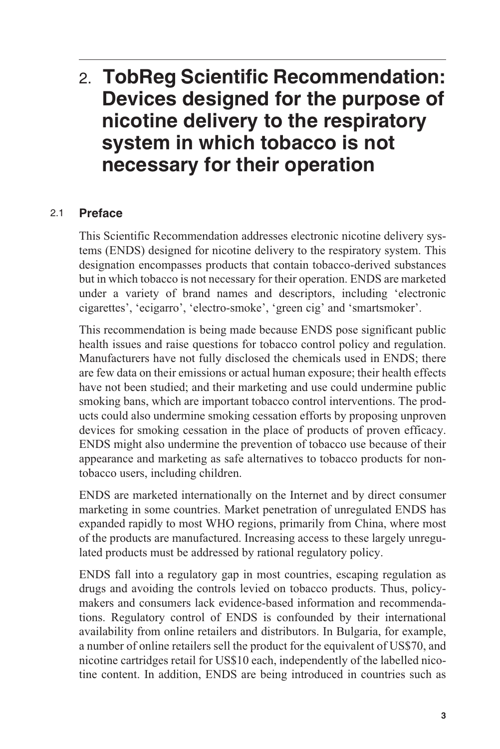# 2. TobReg Scientific Recommendation: Devices designed for the purpose of nicotine delivery to the respiratory system in which tobacco is not necessary for their operation

## 2.1 Preface

This Scientific Recommendation addresses electronic nicotine delivery systems (ENDS) designed for nicotine delivery to the respiratory system. This designation encompasses products that contain tobacco-derived substances but in which tobacco is not necessary for their operation. ENDS are marketed under a variety of brand names and descriptors, including 'electronic cigarettes', 'ecigarro', 'electro-smoke', 'green cig' and 'smartsmoker'.

This recommendation is being made because ENDS pose significant public health issues and raise questions for tobacco control policy and regulation. Manufacturers have not fully disclosed the chemicals used in ENDS; there are few data on their emissions or actual human exposure; their health effects have not been studied; and their marketing and use could undermine public smoking bans, which are important tobacco control interventions. The products could also undermine smoking cessation efforts by proposing unproven devices for smoking cessation in the place of products of proven efficacy. ENDS might also undermine the prevention of tobacco use because of their appearance and marketing as safe alternatives to tobacco products for non-tobacco users, including children.

ENDS are marketed internationally on the Internet and by direct consumer marketing in some countries. Market penetration of unregulated ENDS has expanded rapidly to most WHO regions, primarily from China, where most of the products are manufactured. Increasing access to these largely unregulated products must be addressed by rational regulatory policy.

ENDS fall into a regulatory gap in most countries, escaping regulation as drugs and avoiding the controls levied on tobacco products. Thus, policy-makers and consumers lack evidence-based information and recommendations. Regulatory control of ENDS is confounded by their international availability from online retailers and distributors. In Bulgaria, for example, a number of online retailers sell the product for the equivalent of US$70, and nicotine cartridges retail for US$10 each, independently of the labelled nicotine content. In addition, ENDS are being introduced in countries such as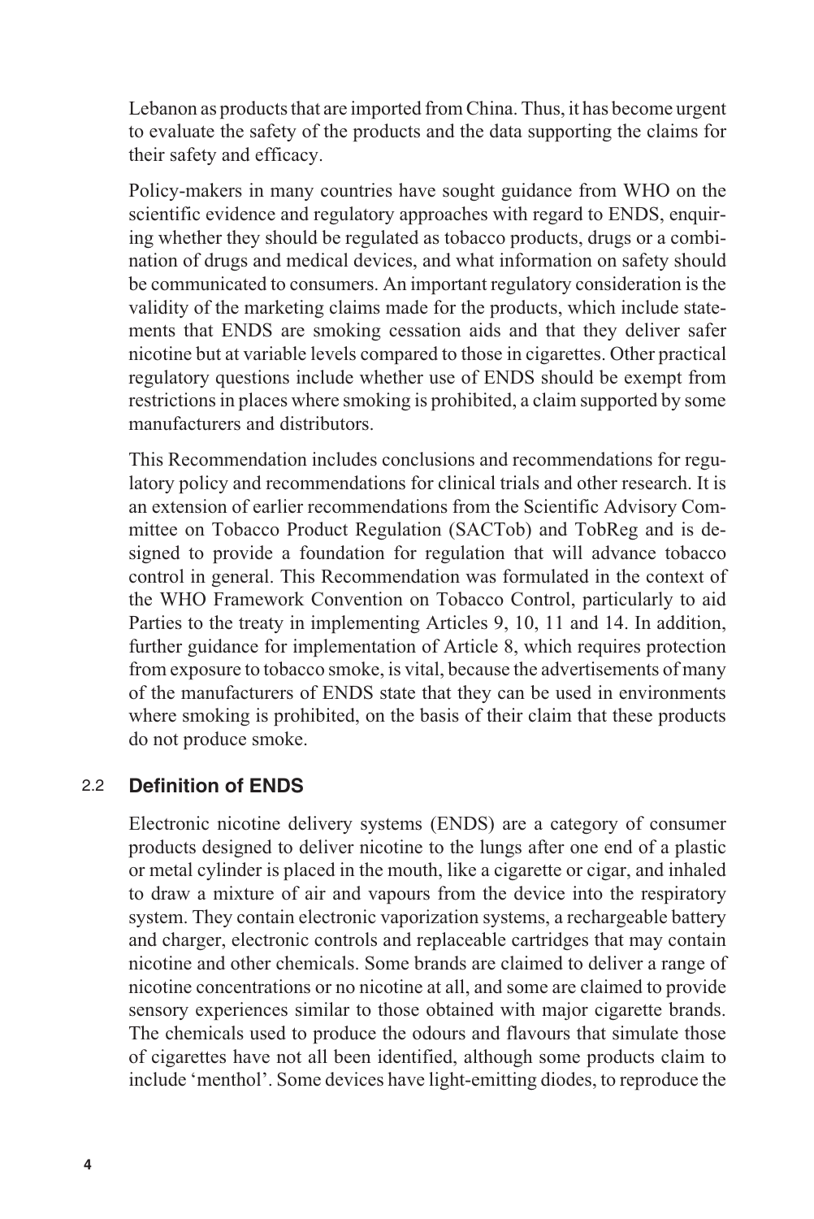Lebanon as products that are imported from China. Thus, it has become urgent to evaluate the safety of the products and the data supporting the claims for their safety and efficacy.

Policy-makers in many countries have sought guidance from WHO on the scientific evidence and regulatory approaches with regard to ENDS, enquiring whether they should be regulated as tobacco products, drugs or a combination of drugs and medical devices, and what information on safety should be communicated to consumers. An important regulatory consideration is the validity of the marketing claims made for the products, which include statements that ENDS are smoking cessation aids and that they deliver safer nicotine but at variable levels compared to those in cigarettes. Other practical regulatory questions include whether use of ENDS should be exempt from restrictions in places where smoking is prohibited, a claim supported by some manufacturers and distributors.

This Recommendation includes conclusions and recommendations for regulatory policy and recommendations for clinical trials and other research. It is an extension of earlier recommendations from the Scientific Advisory Committee on Tobacco Product Regulation (SACTob) and TobReg and is designed to provide a foundation for regulation that will advance tobacco control in general. This Recommendation was formulated in the context of the WHO Framework Convention on Tobacco Control, particularly to aid Parties to the treaty in implementing Articles 9, 10, 11 and 14. In addition, further guidance for implementation of Article 8, which requires protection from exposure to tobacco smoke, is vital, because the advertisements of many of the manufacturers of ENDS state that they can be used in environments where smoking is prohibited, on the basis of their claim that these products do not produce smoke.

## 2.2 Definition of ENDS

Electronic nicotine delivery systems (ENDS) are a category of consumer products designed to deliver nicotine to the lungs after one end of a plastic or metal cylinder is placed in the mouth, like a cigarette or cigar, and inhaled to draw a mixture of air and vapours from the device into the respiratory system. They contain electronic vaporization systems, a rechargeable battery and charger, electronic controls and replaceable cartridges that may contain nicotine and other chemicals. Some brands are claimed to deliver a range of nicotine concentrations or no nicotine at all, and some are claimed to provide sensory experiences similar to those obtained with major cigarette brands. The chemicals used to produce the odours and flavours that simulate those of cigarettes have not all been identified, although some products claim to include 'menthol'. Some devices have light-emitting diodes, to reproduce the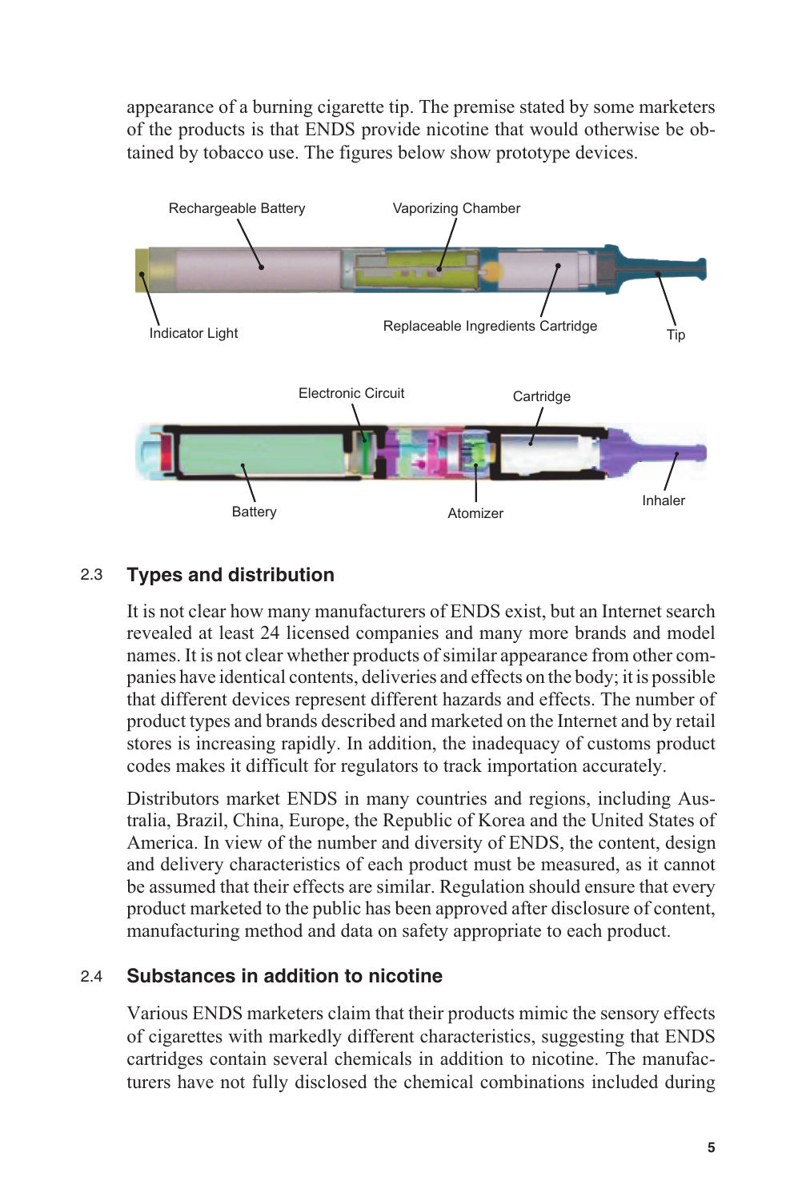appearance of a burning cigarette tip. The premise stated by some marketers of the products is that ENDS provide nicotine that would otherwise be obtained by tobacco use. The figures below show prototype devices.

Rechargeable Battery
Vaporizing Chamber
Indicator Light
Replaceable Ingredients Cartridge
Tip

Electronic Circuit
Cartridge
Battery
Atomizer
Inhaler

## 2.3 Types and distribution

It is not clear how many manufacturers of ENDS exist, but an Internet search revealed at least 24 licensed companies and many more brands and model names. It is not clear whether products of similar appearance from other companies have identical contents, deliveries and effects on the body; it is possible that different devices represent different hazards and effects. The number of product types and brands described and marketed on the Internet and by retail stores is increasing rapidly. In addition, the inadequacy of customs product codes makes it difficult for regulators to track importation accurately.

Distributors market ENDS in many countries and regions, including Australia, Brazil, China, Europe, the Republic of Korea and the United States of America. In view of the number and diversity of ENDS, the content, design and delivery characteristics of each product must be measured, as it cannot be assumed that their effects are similar. Regulation should ensure that every product marketed to the public has been approved after disclosure of content, manufacturing method and data on safety appropriate to each product.

## 2.4 Substances in addition to nicotine

Various ENDS marketers claim that their products mimic the sensory effects of cigarettes with markedly different characteristics, suggesting that ENDS cartridges contain several chemicals in addition to nicotine. The manufacturers have not fully disclosed the chemical combinations included during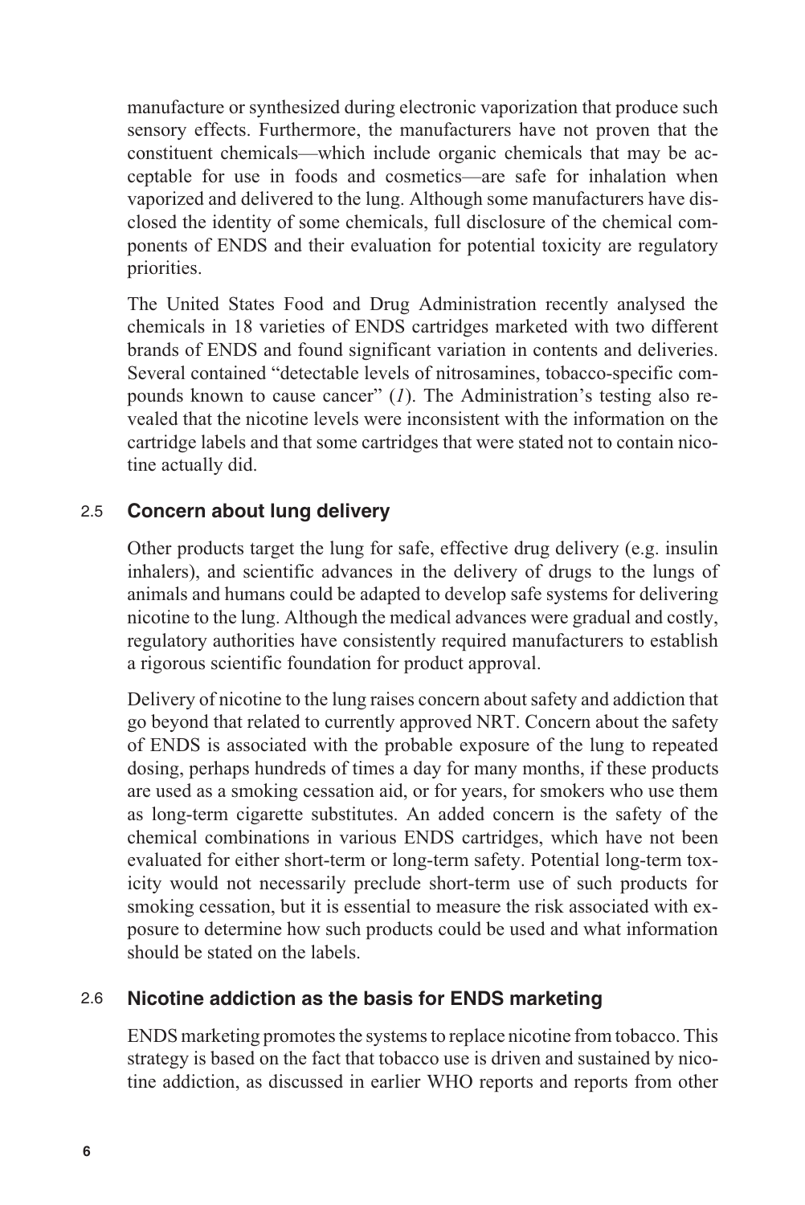manufacture or synthesized during electronic vaporization that produce such sensory effects. Furthermore, the manufacturers have not proven that the constituent chemicals—which include organic chemicals that may be acceptable for use in foods and cosmetics—are safe for inhalation when vaporized and delivered to the lung. Although some manufacturers have disclosed the identity of some chemicals, full disclosure of the chemical components of ENDS and their evaluation for potential toxicity are regulatory priorities.

The United States Food and Drug Administration recently analysed the chemicals in 18 varieties of ENDS cartridges marketed with two different brands of ENDS and found significant variation in contents and deliveries. Several contained "detectable levels of nitrosamines, tobacco-specific compounds known to cause cancer" (*1*). The Administration's testing also revealed that the nicotine levels were inconsistent with the information on the cartridge labels and that some cartridges that were stated not to contain nicotine actually did.

## 2.5 Concern about lung delivery

Other products target the lung for safe, effective drug delivery (e.g. insulin inhalers), and scientific advances in the delivery of drugs to the lungs of animals and humans could be adapted to develop safe systems for delivering nicotine to the lung. Although the medical advances were gradual and costly, regulatory authorities have consistently required manufacturers to establish a rigorous scientific foundation for product approval.

Delivery of nicotine to the lung raises concern about safety and addiction that go beyond that related to currently approved NRT. Concern about the safety of ENDS is associated with the probable exposure of the lung to repeated dosing, perhaps hundreds of times a day for many months, if these products are used as a smoking cessation aid, or for years, for smokers who use them as long-term cigarette substitutes. An added concern is the safety of the chemical combinations in various ENDS cartridges, which have not been evaluated for either short-term or long-term safety. Potential long-term toxicity would not necessarily preclude short-term use of such products for smoking cessation, but it is essential to measure the risk associated with exposure to determine how such products could be used and what information should be stated on the labels.

## 2.6 Nicotine addiction as the basis for ENDS marketing

ENDS marketing promotes the systems to replace nicotine from tobacco. This strategy is based on the fact that tobacco use is driven and sustained by nicotine addiction, as discussed in earlier WHO reports and reports from other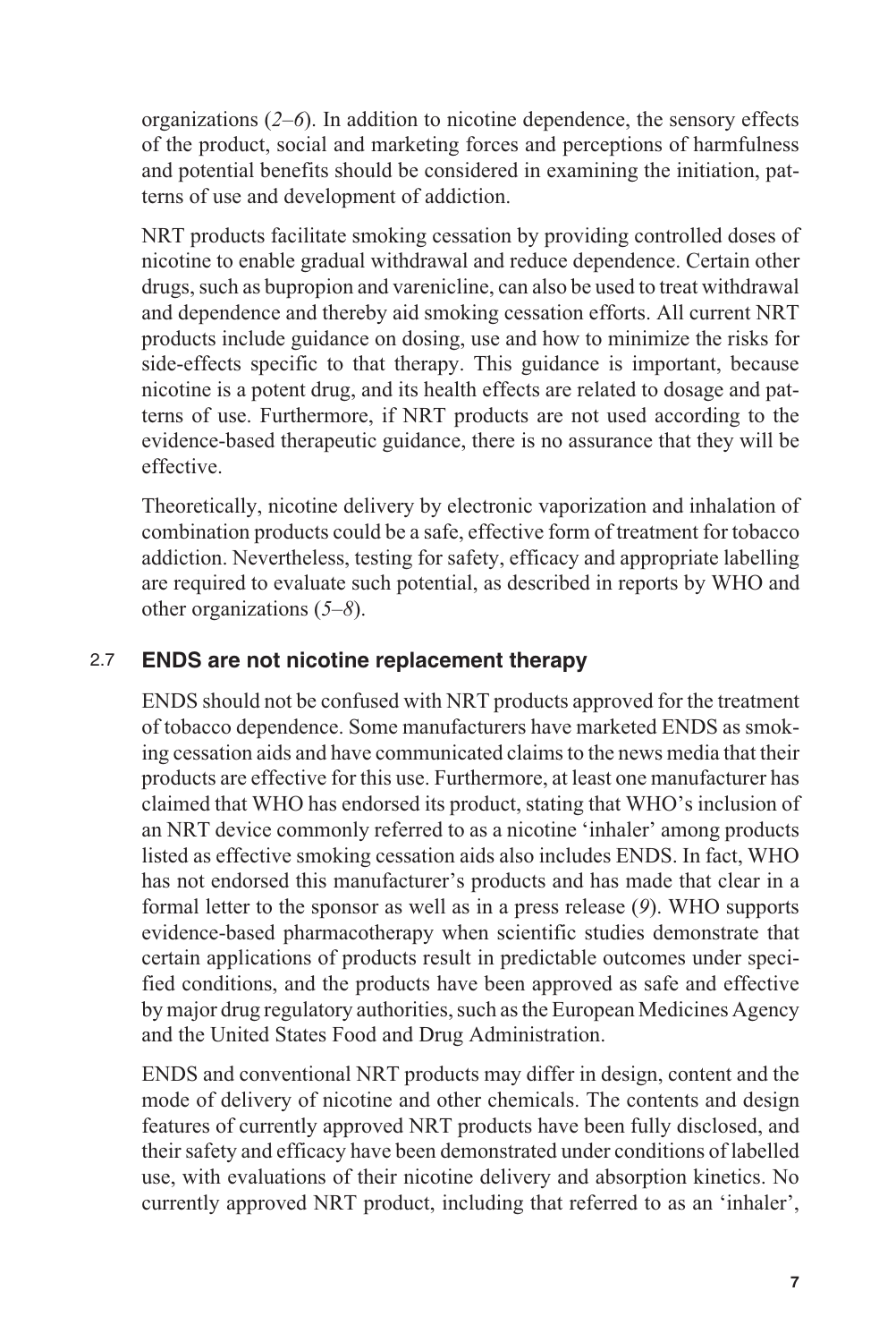organizations (*2–6*). In addition to nicotine dependence, the sensory effects of the product, social and marketing forces and perceptions of harmfulness and potential benefits should be considered in examining the initiation, patterns of use and development of addiction.

NRT products facilitate smoking cessation by providing controlled doses of nicotine to enable gradual withdrawal and reduce dependence. Certain other drugs, such as bupropion and varenicline, can also be used to treat withdrawal and dependence and thereby aid smoking cessation efforts. All current NRT products include guidance on dosing, use and how to minimize the risks for side-effects specific to that therapy. This guidance is important, because nicotine is a potent drug, and its health effects are related to dosage and patterns of use. Furthermore, if NRT products are not used according to the evidence-based therapeutic guidance, there is no assurance that they will be effective.

Theoretically, nicotine delivery by electronic vaporization and inhalation of combination products could be a safe, effective form of treatment for tobacco addiction. Nevertheless, testing for safety, efficacy and appropriate labelling are required to evaluate such potential, as described in reports by WHO and other organizations (*5–8*).

## 2.7 ENDS are not nicotine replacement therapy

ENDS should not be confused with NRT products approved for the treatment of tobacco dependence. Some manufacturers have marketed ENDS as smoking cessation aids and have communicated claims to the news media that their products are effective for this use. Furthermore, at least one manufacturer has claimed that WHO has endorsed its product, stating that WHO's inclusion of an NRT device commonly referred to as a nicotine 'inhaler' among products listed as effective smoking cessation aids also includes ENDS. In fact, WHO has not endorsed this manufacturer's products and has made that clear in a formal letter to the sponsor as well as in a press release (*9*). WHO supports evidence-based pharmacotherapy when scientific studies demonstrate that certain applications of products result in predictable outcomes under specified conditions, and the products have been approved as safe and effective by major drug regulatory authorities, such as the European Medicines Agency and the United States Food and Drug Administration.

ENDS and conventional NRT products may differ in design, content and the mode of delivery of nicotine and other chemicals. The contents and design features of currently approved NRT products have been fully disclosed, and their safety and efficacy have been demonstrated under conditions of labelled use, with evaluations of their nicotine delivery and absorption kinetics. No currently approved NRT product, including that referred to as an 'inhaler',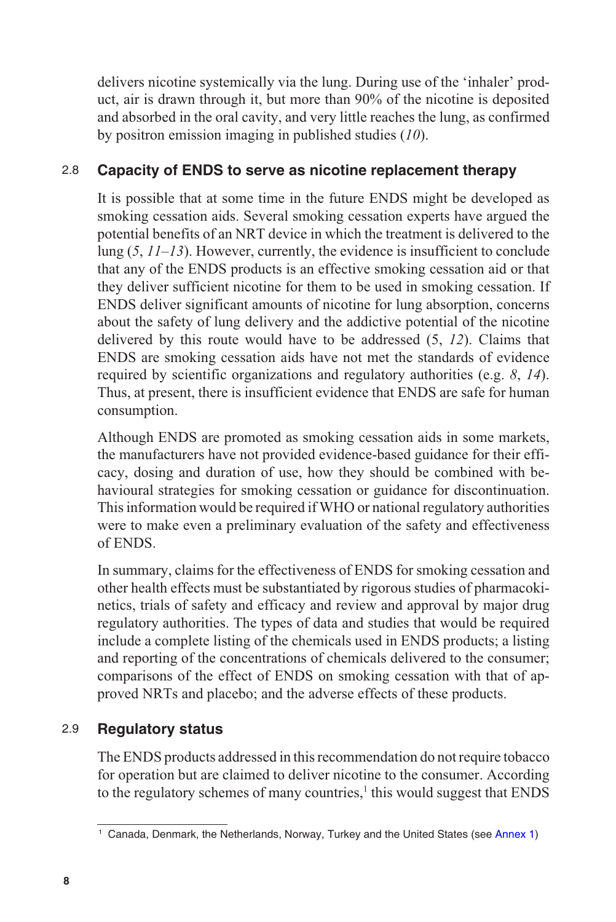delivers nicotine systemically via the lung. During use of the 'inhaler' product, air is drawn through it, but more than 90% of the nicotine is deposited and absorbed in the oral cavity, and very little reaches the lung, as confirmed by positron emission imaging in published studies (*10*).

## 2.8 Capacity of ENDS to serve as nicotine replacement therapy

It is possible that at some time in the future ENDS might be developed as smoking cessation aids. Several smoking cessation experts have argued the potential benefits of an NRT device in which the treatment is delivered to the lung (*5*, *11–13*). However, currently, the evidence is insufficient to conclude that any of the ENDS products is an effective smoking cessation aid or that they deliver sufficient nicotine for them to be used in smoking cessation. If ENDS deliver significant amounts of nicotine for lung absorption, concerns about the safety of lung delivery and the addictive potential of the nicotine delivered by this route would have to be addressed (5, *12*). Claims that ENDS are smoking cessation aids have not met the standards of evidence required by scientific organizations and regulatory authorities (e.g. *8*, *14*). Thus, at present, there is insufficient evidence that ENDS are safe for human consumption.

Although ENDS are promoted as smoking cessation aids in some markets, the manufacturers have not provided evidence-based guidance for their efficacy, dosing and duration of use, how they should be combined with behavioural strategies for smoking cessation or guidance for discontinuation. This information would be required if WHO or national regulatory authorities were to make even a preliminary evaluation of the safety and effectiveness of ENDS.

In summary, claims for the effectiveness of ENDS for smoking cessation and other health effects must be substantiated by rigorous studies of pharmacokinetics, trials of safety and efficacy and review and approval by major drug regulatory authorities. The types of data and studies that would be required include a complete listing of the chemicals used in ENDS products; a listing and reporting of the concentrations of chemicals delivered to the consumer; comparisons of the effect of ENDS on smoking cessation with that of approved NRTs and placebo; and the adverse effects of these products.

## 2.9 Regulatory status

The ENDS products addressed in this recommendation do not require tobacco for operation but are claimed to deliver nicotine to the consumer. According to the regulatory schemes of many countries,[1] this would suggest that ENDS

[1] Canada, Denmark, the Netherlands, Norway, Turkey and the United States (see Annex 1)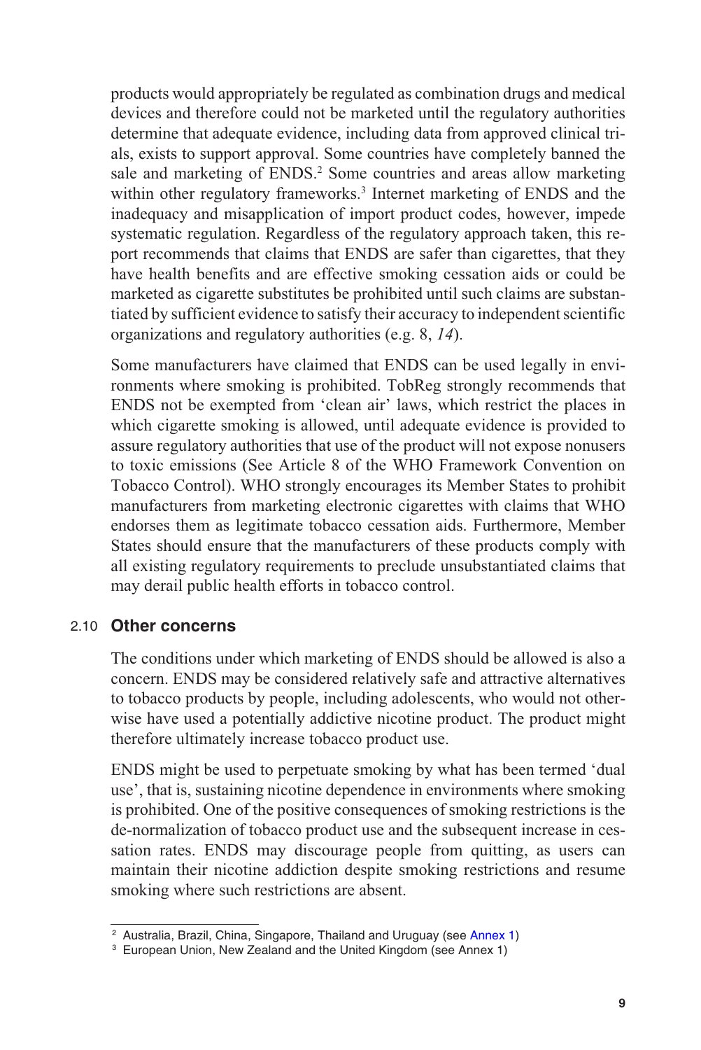products would appropriately be regulated as combination drugs and medical devices and therefore could not be marketed until the regulatory authorities determine that adequate evidence, including data from approved clinical trials, exists to support approval. Some countries have completely banned the sale and marketing of ENDS.[2] Some countries and areas allow marketing within other regulatory frameworks.[3] Internet marketing of ENDS and the inadequacy and misapplication of import product codes, however, impede systematic regulation. Regardless of the regulatory approach taken, this report recommends that claims that ENDS are safer than cigarettes, that they have health benefits and are effective smoking cessation aids or could be marketed as cigarette substitutes be prohibited until such claims are substantiated by sufficient evidence to satisfy their accuracy to independent scientific organizations and regulatory authorities (e.g. 8, *14*).

Some manufacturers have claimed that ENDS can be used legally in environments where smoking is prohibited. TobReg strongly recommends that ENDS not be exempted from 'clean air' laws, which restrict the places in which cigarette smoking is allowed, until adequate evidence is provided to assure regulatory authorities that use of the product will not expose nonusers to toxic emissions (See Article 8 of the WHO Framework Convention on Tobacco Control). WHO strongly encourages its Member States to prohibit manufacturers from marketing electronic cigarettes with claims that WHO endorses them as legitimate tobacco cessation aids. Furthermore, Member States should ensure that the manufacturers of these products comply with all existing regulatory requirements to preclude unsubstantiated claims that may derail public health efforts in tobacco control.

## 2.10 Other concerns

The conditions under which marketing of ENDS should be allowed is also a concern. ENDS may be considered relatively safe and attractive alternatives to tobacco products by people, including adolescents, who would not otherwise have used a potentially addictive nicotine product. The product might therefore ultimately increase tobacco product use.

ENDS might be used to perpetuate smoking by what has been termed 'dual use', that is, sustaining nicotine dependence in environments where smoking is prohibited. One of the positive consequences of smoking restrictions is the de-normalization of tobacco product use and the subsequent increase in cessation rates. ENDS may discourage people from quitting, as users can maintain their nicotine addiction despite smoking restrictions and resume smoking where such restrictions are absent.

[2] Australia, Brazil, China, Singapore, Thailand and Uruguay (see Annex 1)

[3] European Union, New Zealand and the United Kingdom (see Annex 1)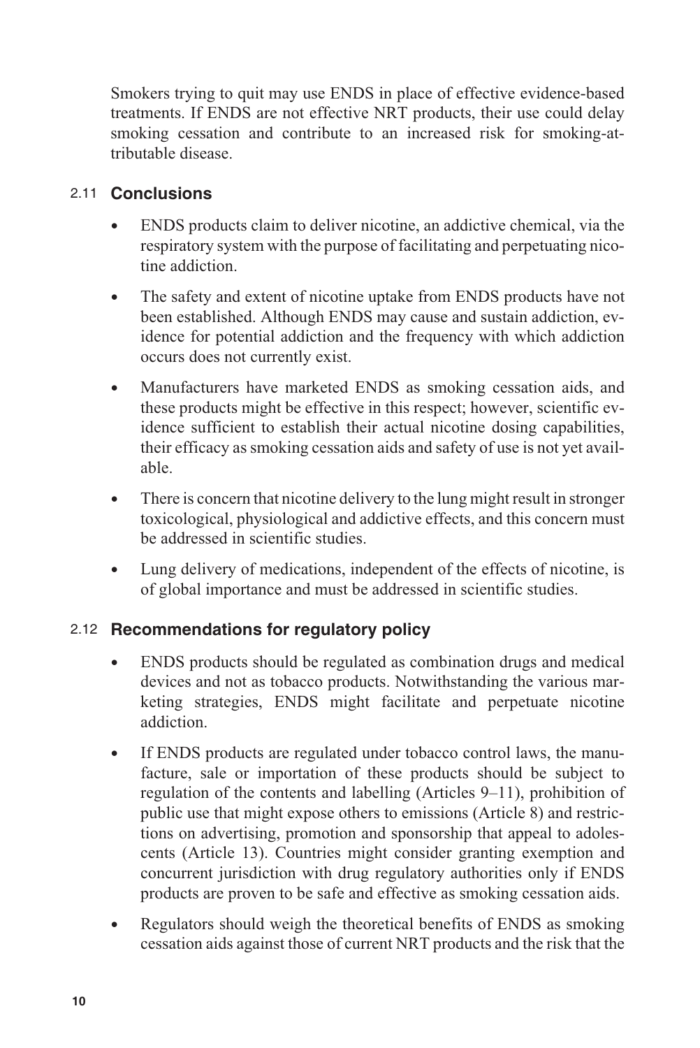Smokers trying to quit may use ENDS in place of effective evidence-based treatments. If ENDS are not effective NRT products, their use could delay smoking cessation and contribute to an increased risk for smoking-attributable disease.

## 2.11 Conclusions

- ENDS products claim to deliver nicotine, an addictive chemical, via the respiratory system with the purpose of facilitating and perpetuating nicotine addiction.
- The safety and extent of nicotine uptake from ENDS products have not been established. Although ENDS may cause and sustain addiction, evidence for potential addiction and the frequency with which addiction occurs does not currently exist.
- Manufacturers have marketed ENDS as smoking cessation aids, and these products might be effective in this respect; however, scientific evidence sufficient to establish their actual nicotine dosing capabilities, their efficacy as smoking cessation aids and safety of use is not yet available.
- There is concern that nicotine delivery to the lung might result in stronger toxicological, physiological and addictive effects, and this concern must be addressed in scientific studies.
- Lung delivery of medications, independent of the effects of nicotine, is of global importance and must be addressed in scientific studies.

## 2.12 Recommendations for regulatory policy

- ENDS products should be regulated as combination drugs and medical devices and not as tobacco products. Notwithstanding the various marketing strategies, ENDS might facilitate and perpetuate nicotine addiction.
- If ENDS products are regulated under tobacco control laws, the manufacture, sale or importation of these products should be subject to regulation of the contents and labelling (Articles 9–11), prohibition of public use that might expose others to emissions (Article 8) and restrictions on advertising, promotion and sponsorship that appeal to adolescents (Article 13). Countries might consider granting exemption and concurrent jurisdiction with drug regulatory authorities only if ENDS products are proven to be safe and effective as smoking cessation aids.
- Regulators should weigh the theoretical benefits of ENDS as smoking cessation aids against those of current NRT products and the risk that the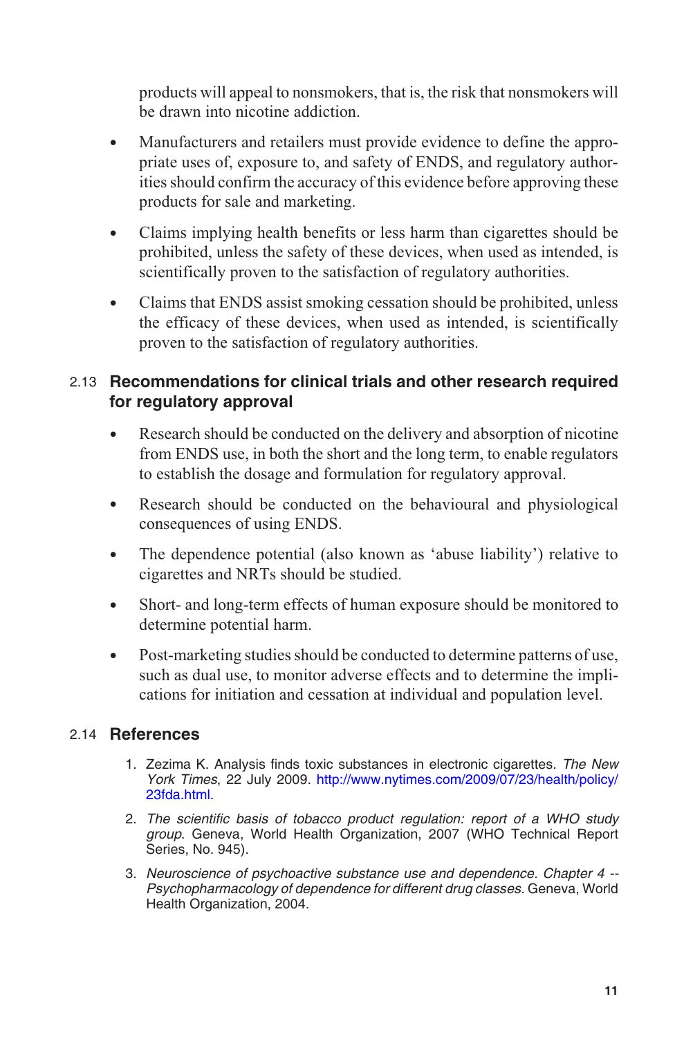products will appeal to nonsmokers, that is, the risk that nonsmokers will be drawn into nicotine addiction.

- Manufacturers and retailers must provide evidence to define the appropriate uses of, exposure to, and safety of ENDS, and regulatory authorities should confirm the accuracy of this evidence before approving these products for sale and marketing.
- Claims implying health benefits or less harm than cigarettes should be prohibited, unless the safety of these devices, when used as intended, is scientifically proven to the satisfaction of regulatory authorities.
- Claims that ENDS assist smoking cessation should be prohibited, unless the efficacy of these devices, when used as intended, is scientifically proven to the satisfaction of regulatory authorities.

## 2.13 Recommendations for clinical trials and other research required for regulatory approval

- Research should be conducted on the delivery and absorption of nicotine from ENDS use, in both the short and the long term, to enable regulators to establish the dosage and formulation for regulatory approval.
- Research should be conducted on the behavioural and physiological consequences of using ENDS.
- The dependence potential (also known as 'abuse liability') relative to cigarettes and NRTs should be studied.
- Short- and long-term effects of human exposure should be monitored to determine potential harm.
- Post-marketing studies should be conducted to determine patterns of use, such as dual use, to monitor adverse effects and to determine the implications for initiation and cessation at individual and population level.

## 2.14 References

1. Zezima K. Analysis finds toxic substances in electronic cigarettes. *The New York Times*, 22 July 2009. http://www.nytimes.com/2009/07/23/health/policy/23fda.html.
2. *The scientific basis of tobacco product regulation: report of a WHO study group*. Geneva, World Health Organization, 2007 (WHO Technical Report Series, No. 945).
3. *Neuroscience of psychoactive substance use and dependence. Chapter 4 -- Psychopharmacology of dependence for different drug classes.* Geneva, World Health Organization, 2004.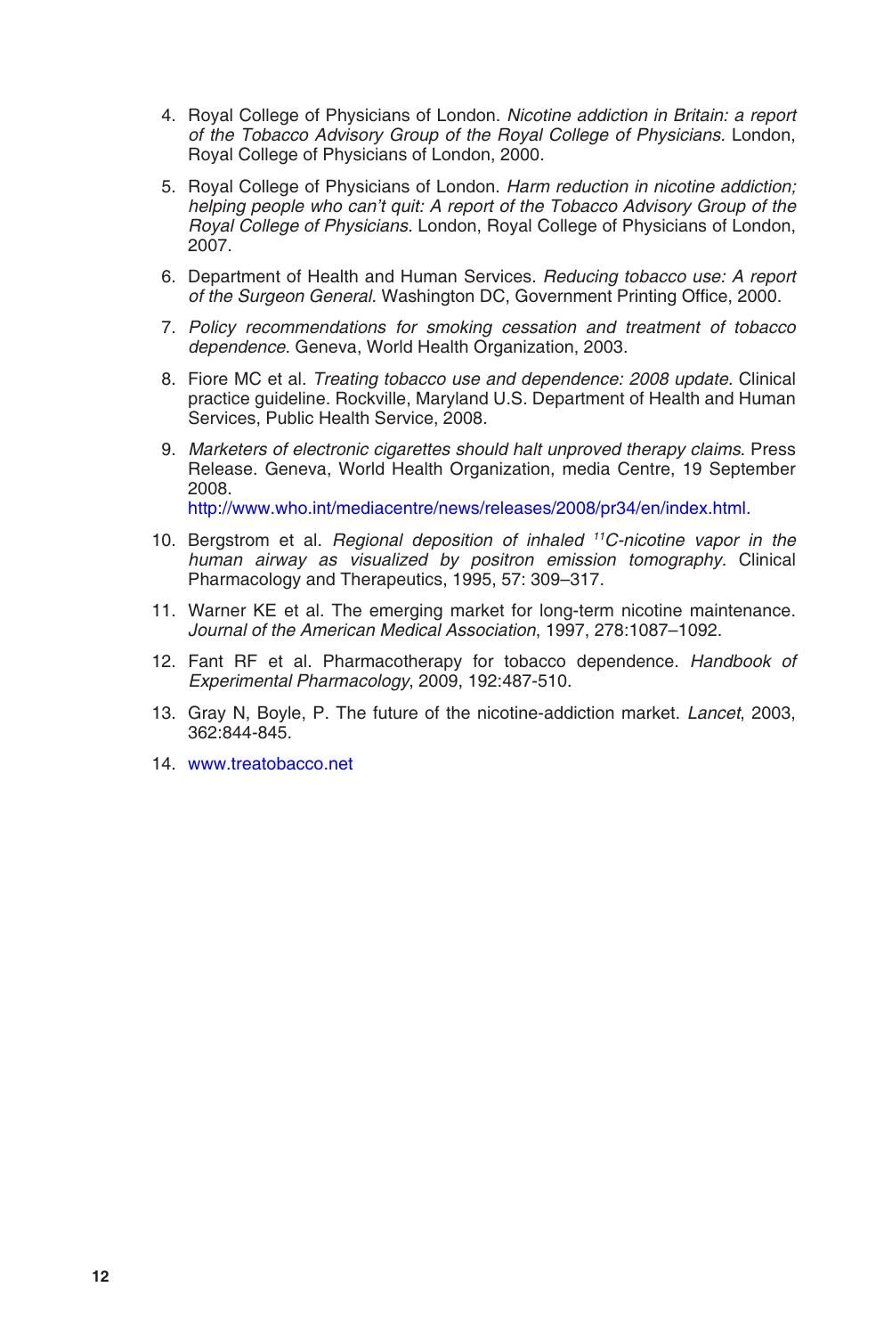4. Royal College of Physicians of London. *Nicotine addiction in Britain: a report of the Tobacco Advisory Group of the Royal College of Physicians.* London, Royal College of Physicians of London, 2000.

5. Royal College of Physicians of London. *Harm reduction in nicotine addiction; helping people who can't quit: A report of the Tobacco Advisory Group of the Royal College of Physicians.* London, Royal College of Physicians of London, 2007.

6. Department of Health and Human Services. *Reducing tobacco use: A report of the Surgeon General.* Washington DC, Government Printing Office, 2000.

7. *Policy recommendations for smoking cessation and treatment of tobacco dependence*. Geneva, World Health Organization, 2003.

8. Fiore MC et al. *Treating tobacco use and dependence: 2008 update.* Clinical practice guideline. Rockville, Maryland U.S. Department of Health and Human Services, Public Health Service, 2008.

9. *Marketers of electronic cigarettes should halt unproved therapy claims*. Press Release. Geneva, World Health Organization, media Centre, 19 September 2008. http://www.who.int/mediacentre/news/releases/2008/pr34/en/index.html.

10. Bergstrom et al. *Regional deposition of inhaled $^{11}$C-nicotine vapor in the human airway as visualized by positron emission tomography*. Clinical Pharmacology and Therapeutics, 1995, 57: 309–317.

11. Warner KE et al. The emerging market for long-term nicotine maintenance. *Journal of the American Medical Association*, 1997, 278:1087–1092.

12. Fant RF et al. Pharmacotherapy for tobacco dependence. *Handbook of Experimental Pharmacology*, 2009, 192:487-510.

13. Gray N, Boyle, P. The future of the nicotine-addiction market. *Lancet*, 2003, 362:844-845.

14. www.treatobacco.net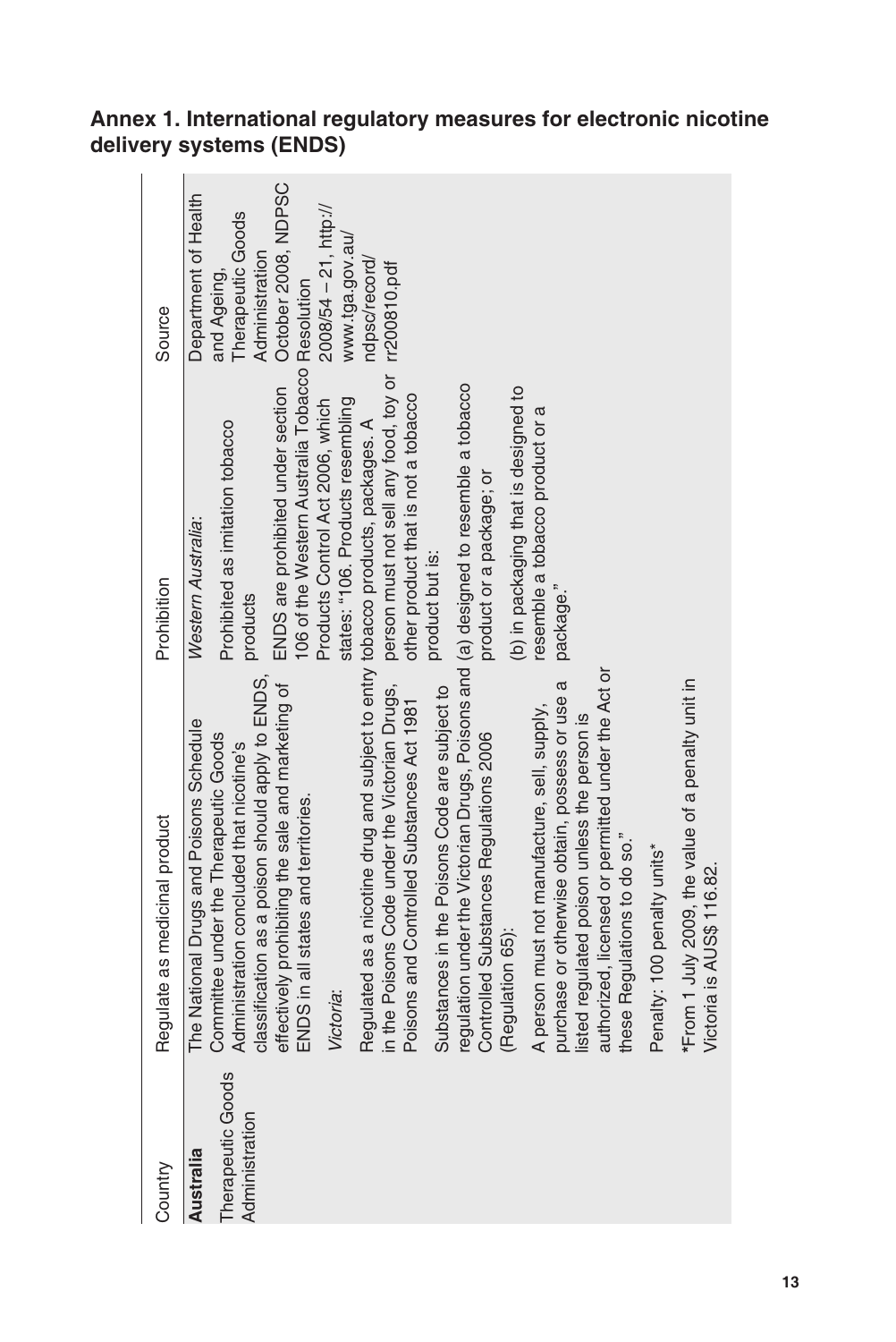## Annex 1. International regulatory measures for electronic nicotine delivery systems (ENDS)

| Country | Regulate as medicinal product | Prohibition | Source |
|---|---|---|---|
| **Australia**<br>Therapeutic Goods Administration | The National Drugs and Poisons Schedule Committee under the Therapeutic Goods Administration concluded that nicotine's classification as a poison should apply to ENDS, effectively prohibiting the sale and marketing of ENDS in all states and territories.<br><br>*Victoria*:<br><br>Regulated as a nicotine drug and subject to entry in the Poisons Code under the Victorian Drugs, Poisons and Controlled Substances Act 1981<br><br>Substances in the Poisons Code are subject to regulation under the Victorian Drugs, Poisons and Controlled Substances Regulations 2006 (Regulation 65):<br><br>A person must not manufacture, sell, supply, purchase or otherwise obtain, possess or use a listed regulated poison unless the person is authorized, licensed or permitted under the Act or these Regulations to do so."<br><br>Penalty: 100 penalty units*<br><br>*From 1 July 2009, the value of a penalty unit in Victoria is AUS$ 116.82. | *Western Australia*:<br><br>Prohibited as imitation tobacco products<br><br>ENDS are prohibited under section 106 of the Western Australia Tobacco Products Control Act 2006, which states: "106. Products resembling tobacco products, packages. A person must not sell any food, toy or other product that is not a tobacco product but is:<br><br>(a) designed to resemble a tobacco product or a package; or<br><br>(b) in packaging that is designed to resemble a tobacco product or a package." | Department of Health and Ageing, Therapeutic Goods Administration October 2008, NDPSC Resolution 2008/54 – 21, http://www.tga.gov.au/ndpsc/record/rr200810.pdf |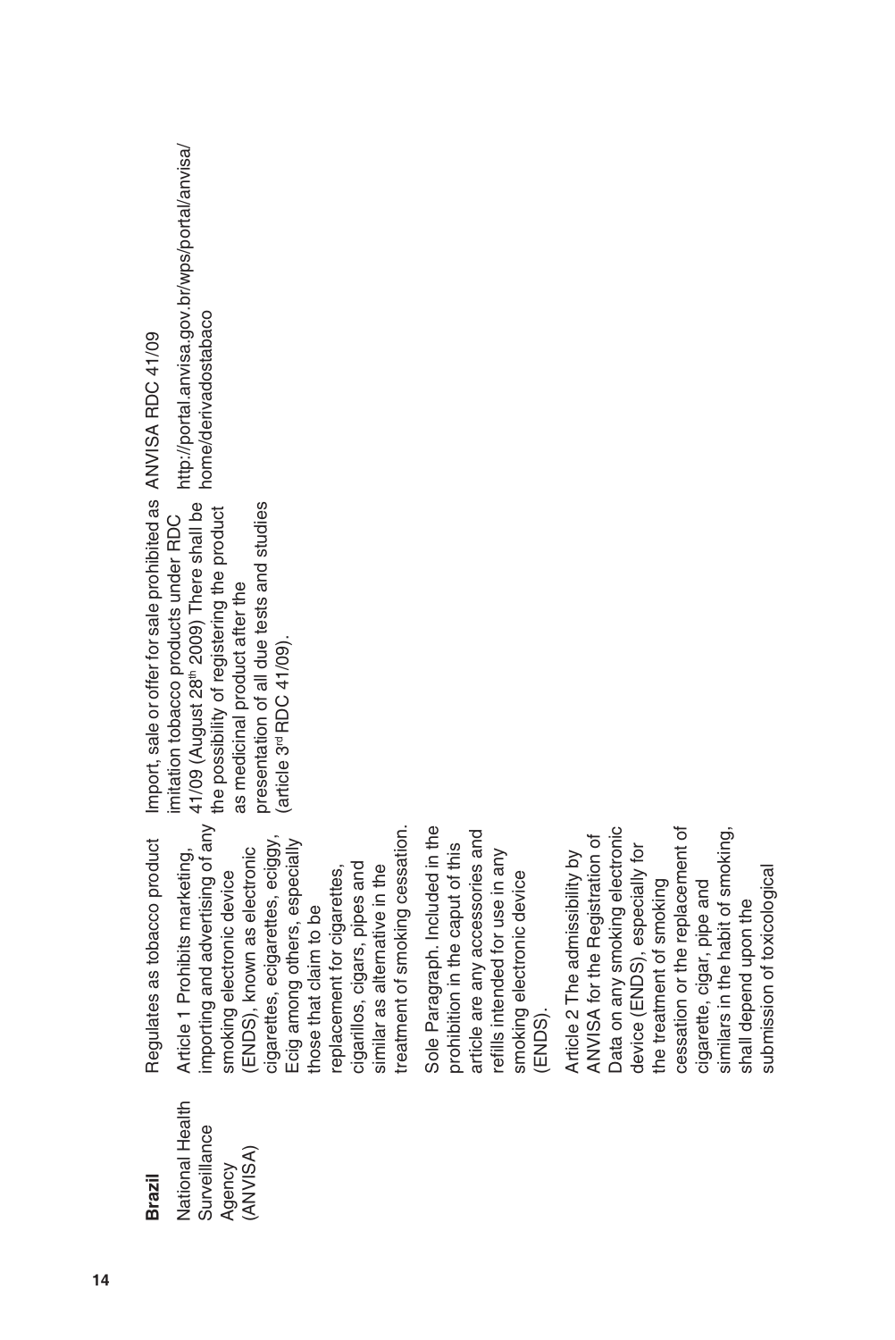| | | | |
|---|---|---|---|
| **Brazil** | | | |
| National Health Surveillance Agency (ANVISA) | Regulates as tobacco product<br><br>Article 1 Prohibits marketing, importing and advertising of any smoking electronic device (ENDS), known as electronic cigarettes, ecigarettes, eciggy, Ecig among others, especially those that claim to be replacement for cigarettes, cigarillos, cigars, pipes and similar as alternative in the treatment of smoking cessation.<br><br>Sole Paragraph. Included in the prohibition in the caput of this article are any accessories and refills intended for use in any smoking electronic device (ENDS).<br><br>Article 2 The admissibility by ANVISA for the Registration of Data on any smoking electronic device (ENDS), especially for the treatment of smoking cessation or the replacement of cigarette, cigar, pipe and similars in the habit of smoking, shall depend upon the submission of toxicological | Import, sale or offer for sale prohibited as imitation tobacco products under RDC 41/09 (August 28th 2009) There shall be the possibility of registering the product as medicinal product after the presentation of all due tests and studies (article 3rd RDC 41/09). | ANVISA RDC 41/09<br><br>http://portal.anvisa.gov.br/wps/portal/anvisa/home/derivadostabaco |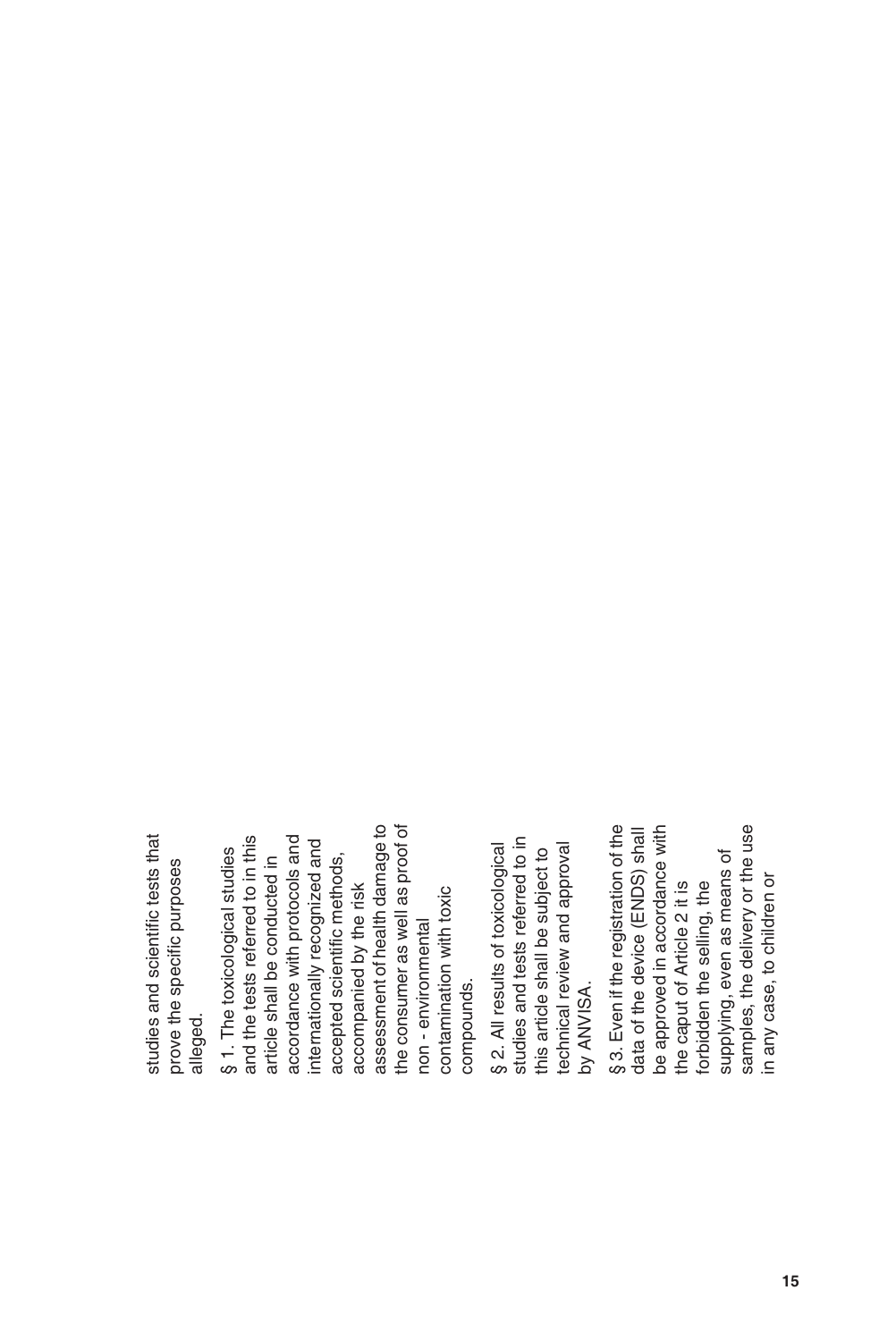studies and scientific tests that prove the specific purposes alleged.

§ 1. The toxicological studies and the tests referred to in this article shall be conducted in accordance with protocols and internationally recognized and accepted scientific methods, accompanied by the risk assessment of health damage to the consumer as well as proof of non - environmental contamination with toxic compounds.

§ 2. All results of toxicological studies and tests referred to in this article shall be subject to technical review and approval by ANVISA.

§ 3. Even if the registration of the data of the device (ENDS) shall be approved in accordance with the caput of Article 2 it is forbidden the selling, the supplying, even as means of samples, the delivery or the use in any case, to children or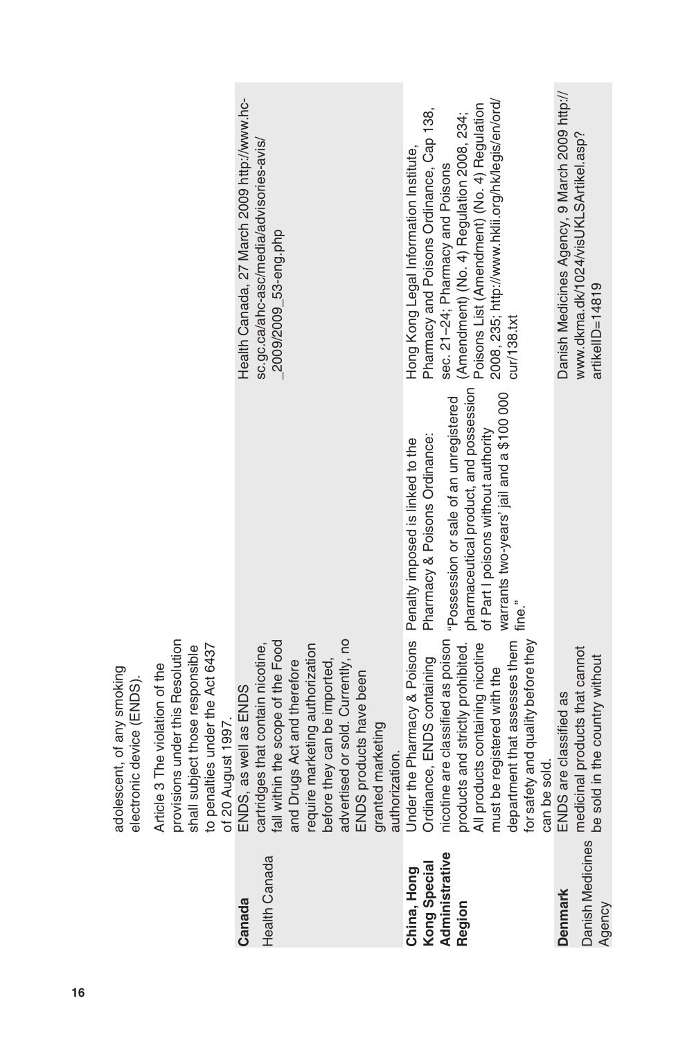| | | | |
|---|---|---|---|
| | adolescent, of any smoking electronic device (ENDS).<br>Article 3 The violation of the provisions under this Resolution shall subject those responsible to penalties under the Act 6437 of 20 August 1997. | | |
| **Canada**<br>Health Canada | ENDS, as well as ENDS cartridges that contain nicotine, fall within the scope of the Food and Drugs Act and therefore require marketing authorization before they can be imported, advertised or sold. Currently, no ENDS products have been granted marketing authorization. | | Health Canada, 27 March 2009 http://www.hc-sc.gc.ca/ahc-asc/media/advisories-avis/_2009/2009_53-eng.php |
| **China, Hong Kong Special Administrative Region** | Under the Pharmacy & Poisons Ordinance, ENDS containing nicotine are classified as poison products and strictly prohibited. All products containing nicotine must be registered with the department that assesses them for safety and quality before they can be sold. | Penalty imposed is linked to the Pharmacy & Poisons Ordinance: "Possession or sale of an unregistered pharmaceutical product, and possession of Part I poisons without authority warrants two-years' jail and a $100 000 fine." | Hong Kong Legal Information Institute, Pharmacy and Poisons Ordinance, Cap 138, sec. 21–24; Pharmacy and Poisons (Amendment) (No. 4) Regulation 2008, 234; Poisons List (Amendment) (No. 4) Regulation 2008, 235; http://www.hklii.org/hk/legis/en/ord/cur/138.txt |
| **Denmark**<br>Danish Medicines Agency | ENDS are classified as medicinal products that cannot be sold in the country without | | Danish Medicines Agency, 9 March 2009 http://www.dkma.dk/1024/visUKLSArtikel.asp?artikelID=14819 |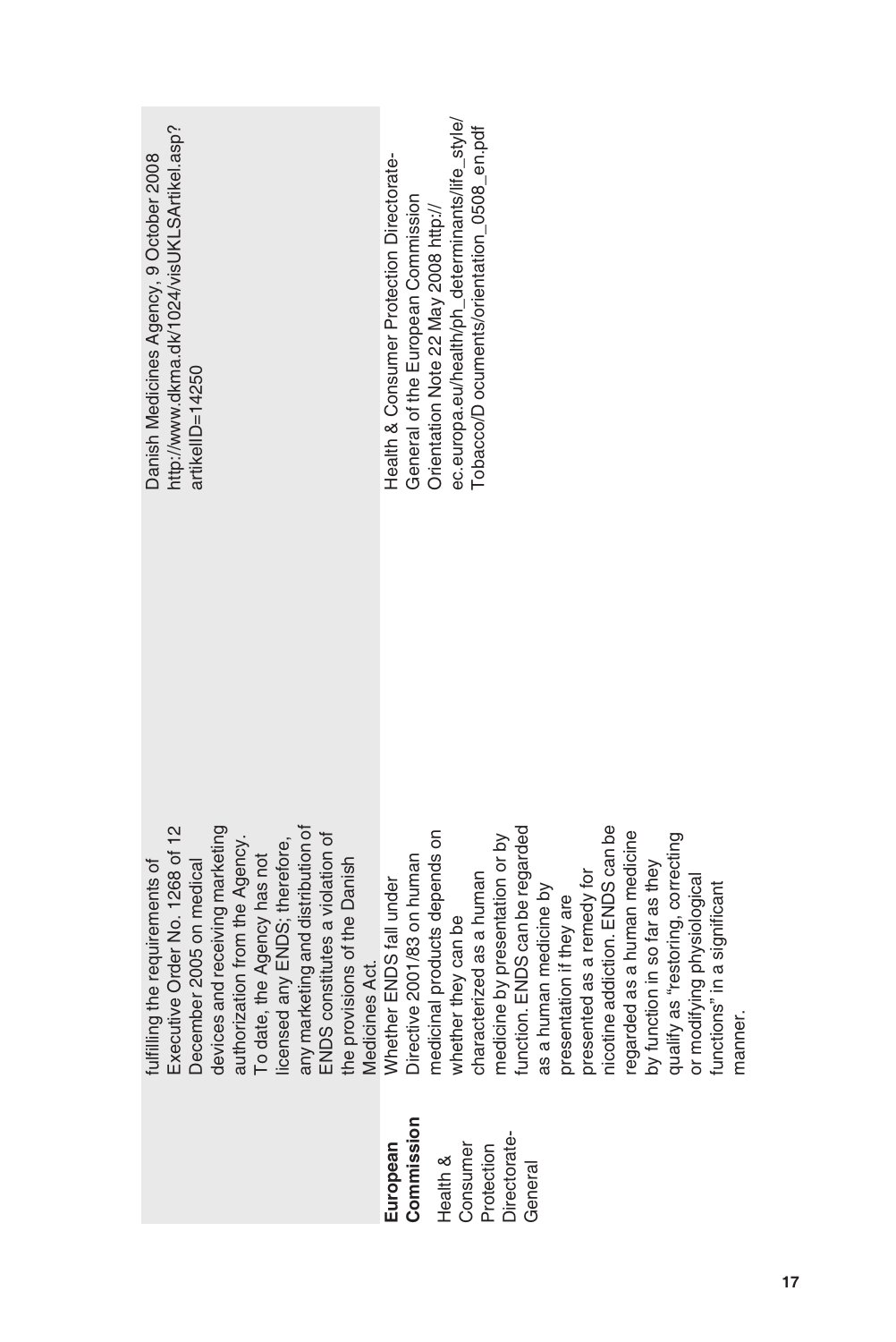| | | |
|---|---|---|
| | fulfilling the requirements of Executive Order No. 1268 of 12 December 2005 on medical devices and receiving marketing authorization from the Agency. To date, the Agency has not licensed any ENDS; therefore, any marketing and distribution of ENDS constitutes a violation of the provisions of the Danish Medicines Act. | Danish Medicines Agency, 9 October 2008 http://www.dkma.dk/1024/visUKLSArtikel.asp?artikelID=14250 |
| **European Commission** Health & Consumer Protection Directorate-General | Whether ENDS fall under Directive 2001/83 on human medicinal products depends on whether they can be characterized as a human medicine by presentation or by function. ENDS can be regarded as a human medicine by presentation if they are presented as a remedy for nicotine addiction. ENDS can be regarded as a human medicine by function in so far as they qualify as "restoring, correcting or modifying physiological functions" in a significant manner. | Health & Consumer Protection Directorate-General of the European Commission Orientation Note 22 May 2008 http://ec.europa.eu/health/ph_determinants/life_style/Tobacco/D ocuments/orientation_0508_en.pdf |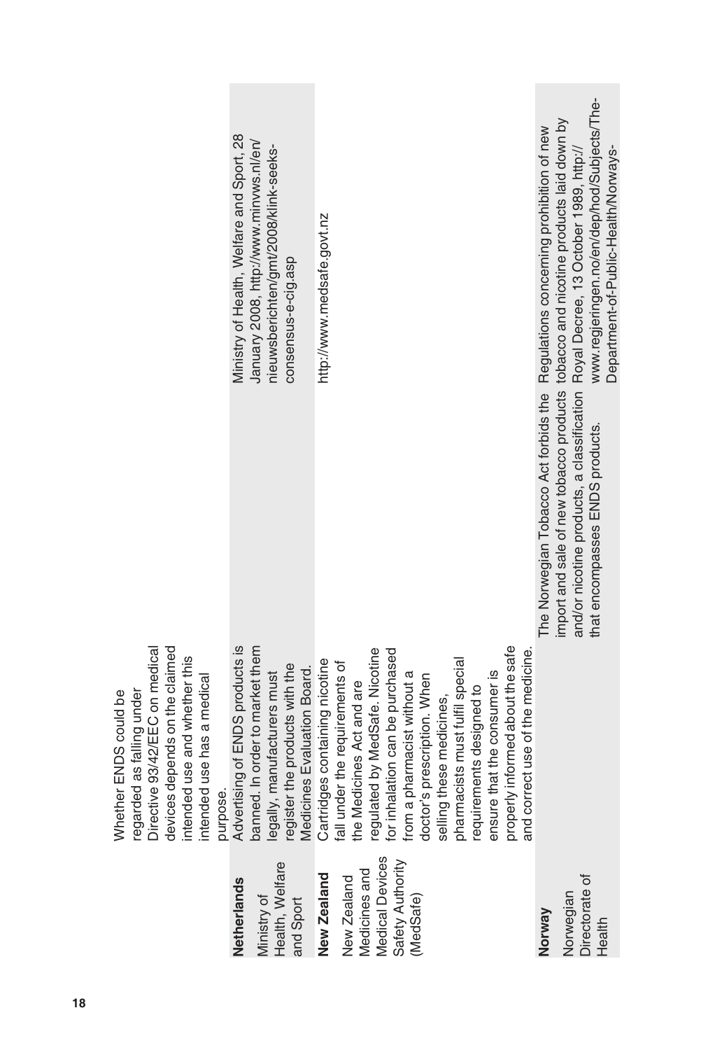| | | | |
|---|---|---|---|
| | Whether ENDS could be regarded as falling under Directive 93/42/EEC on medical devices depends on the claimed intended use and whether this intended use has a medical purpose. | | |
| **Netherlands**<br>Ministry of Health, Welfare and Sport | Advertising of ENDS products is banned. In order to market them legally, manufacturers must register the products with the Medicines Evaluation Board. | | Ministry of Health, Welfare and Sport, 28 January 2008, http://www.minvws.nl/en/nieuwsberichten/gmt/2008/klink-seeks-consensus-e-cig.asp |
| **New Zealand**<br>New Zealand Medicines and Medical Devices Safety Authority (MedSafe) | Cartridges containing nicotine fall under the requirements of the Medicines Act and are regulated by MedSafe. Nicotine for inhalation can be purchased from a pharmacist without a doctor's prescription. When selling these medicines, pharmacists must fulfil special requirements designed to ensure that the consumer is properly informed about the safe and correct use of the medicine. | | http://www.medsafe.govt.nz |
| **Norway**<br>Norwegian Directorate of Health | | The Norwegian Tobacco Act forbids the import and sale of new tobacco products and/or nicotine products, a classification that encompasses ENDS products. | Regulations concerning prohibition of new tobacco and nicotine products laid down by Royal Decree, 13 October 1989, http://www.regjeringen.no/en/dep/hod/Subjects/The-Department-of-Public-Health/Norways- |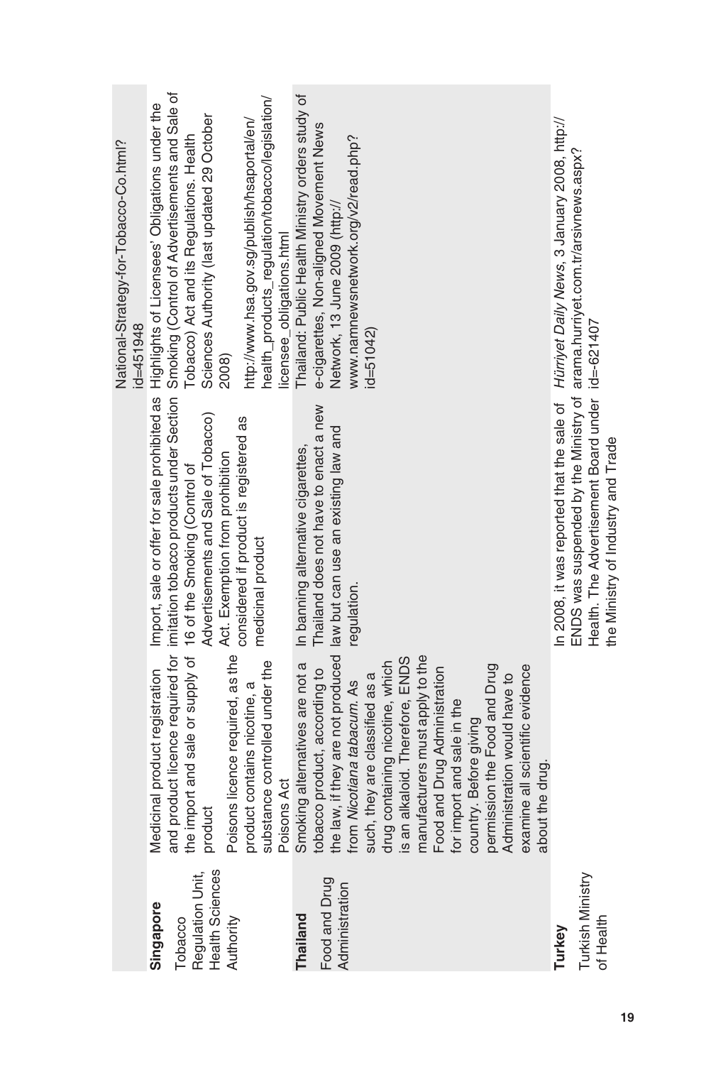| | | | |
|---|---|---|---|
| | | | National-Strategy-for-Tobacco-Co.html?id=451948 |
| **Singapore**<br>Tobacco Regulation Unit, Health Sciences Authority | Medicinal product registration and product licence required for the import and sale or supply of product<br>Poisons licence required, as the product contains nicotine, a substance controlled under the Poisons Act | Import, sale or offer for sale prohibited as imitation tobacco products under Section 16 of the Smoking (Control of Advertisements and Sale of Tobacco) Act. Exemption from prohibition considered if product is registered as medicinal product | Highlights of Licensees' Obligations under the Smoking (Control of Advertisements and Sale of Tobacco) Act and its Regulations. Health Sciences Authority (last updated 29 October 2008)<br>http://www.hsa.gov.sg/publish/hsaportal/en/health_products_regulation/tobacco/legislation/licensee_obligations.html |
| **Thailand**<br>Food and Drug Administration | Smoking alternatives are not a tobacco product, according to the law, if they are not produced from *Nicotiana tabacum*. As such, they are classified as a drug containing nicotine, which is an alkaloid. Therefore, ENDS manufacturers must apply to the Food and Drug Administration for import and sale in the country. Before giving permission the Food and Drug Administration would have to examine all scientific evidence about the drug. | In banning alternative cigarettes, Thailand does not have to enact a new law but can use an existing law and regulation. | Thailand: Public Health Ministry orders study of e-cigarettes, Non-aligned Movement News Network, 13 June 2009 (http://www.namnewsnetwork.org/v2/read.php?id=51042) |
| **Turkey**<br>Turkish Ministry of Health | | In 2008, it was reported that the sale of ENDS was suspended by the Ministry of Health. The Advertisement Board under the Ministry of Industry and Trade | *Hürriyet Daily News*, 3 January 2008, http://arama.hurriyet.com.tr/arsivnews.aspx?id=621407 |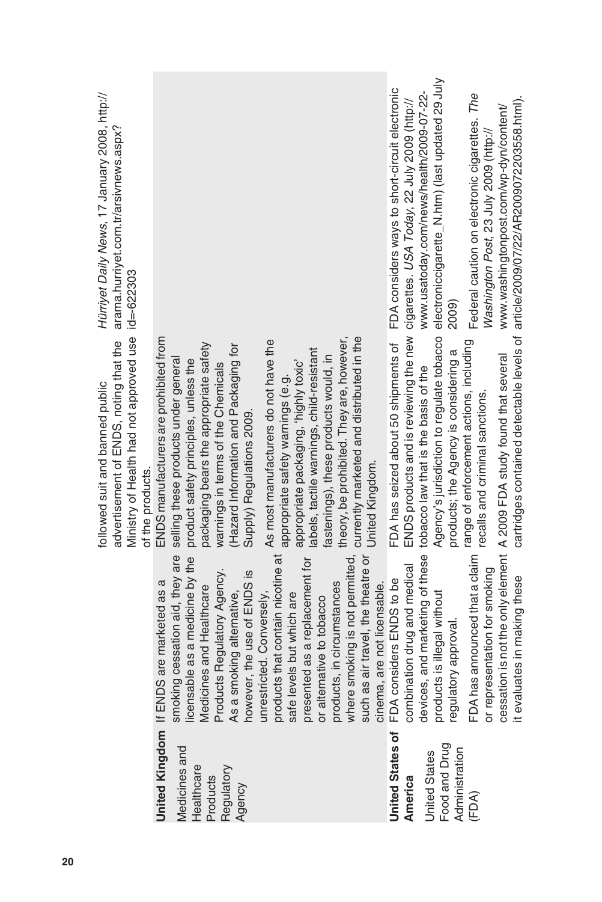| | | | |
|---|---|---|---|
| | | followed suit and banned public advertisement of ENDS, noting that the Ministry of Health had not approved use of the products. | *Hürriyet Daily News*, 17 January 2008, http://arama.hurriyet.com.tr/arsivnews.aspx?id=622303 |
| **United Kingdom** Medicines and Healthcare Products Regulatory Agency | If ENDS are marketed as a smoking cessation aid, they are licensable as a medicine by the Medicines and Healthcare Products Regulatory Agency. As a smoking alternative, however, the use of ENDS is unrestricted. Conversely, products that contain nicotine at safe levels but which are presented as a replacement for or alternative to tobacco products, in circumstances where smoking is not permitted, such as air travel, the theatre or cinema, are not licensable. | ENDS manufacturers are prohibited from selling these products under general product safety principles, unless the packaging bears the appropriate safety warnings in terms of the Chemicals (Hazard Information and Packaging for Supply) Regulations 2009. As most manufacturers do not have the appropriate safety warnings (e.g. appropriate packaging, 'highly toxic' labels, tactile warnings, child-resistant fastenings), these products would, in theory, be prohibited. They are, however, currently marketed and distributed in the United Kingdom. | |
| **United States of America** United States Food and Drug Administration (FDA) | FDA considers ENDS to be combination drug and medical devices, and marketing of these products is illegal without regulatory approval. FDA has announced that a claim or representation for smoking cessation is not the only element it evaluates in making these | FDA has seized about 50 shipments of ENDS products and is reviewing the new tobacco law that is the basis of the Agency's jurisdiction to regulate tobacco products; the Agency is considering a range of enforcement actions, including recalls and criminal sanctions. A 2009 FDA study found that several cartridges contained detectable levels of | FDA considers ways to short-circuit electronic cigarettes. *USA Today*, 22 July 2009 (http://www.usatoday.com/news/health/2009-07-22-electroniccigarette_N.htm) (last updated 29 July 2009) Federal caution on electronic cigarettes. *The Washington Post*, 23 July 2009 (http://www.washingtonpost.com/wp-dyn/content/article/2009/07/22/AR2009072203558.html). |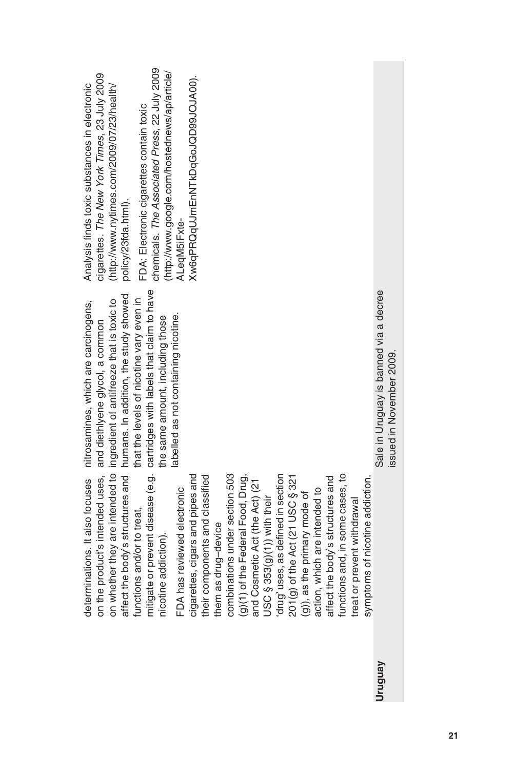| | | | |
|---|---|---|---|
| | determinations. It also focuses on the product's intended uses, on whether they are intended to affect the body's structures and functions and/or to treat, mitigate or prevent disease (e.g. nicotine addiction).<br><br>FDA has reviewed electronic cigarettes, cigars and pipes and their components and classified them as drug–device combinations under section 503 (g)(1) of the Federal Food, Drug, and Cosmetic Act (the Act) (21 USC § 353(g)(1)) with their 'drug' uses, as defined in section 201(g) of the Act (21 USC § 321 (g)), as the primary mode of action, which are intended to affect the body's structures and functions and, in some cases, to treat or prevent withdrawal symptoms of nicotine addiction. | nitrosamines, which are carcinogens, and diethlyene glycol, a common ingredient of antifreeze that is toxic to humans. In addition, the study showed that the levels of nicotine vary even in cartridges with labels that claim to have the same amount, including those labelled as not containing nicotine. | Analysis finds toxic substances in electronic cigarettes. *The New York Times*, 23 July 2009 (http://www.nytimes.com/2009/07/23/health/policy/23fda.html).<br><br>FDA: Electronic cigarettes contain toxic chemicals. *The Associated Press*, 22 July 2009 (http://www.google.com/hostednews/ap/article/ALeqM5iFxte-Xw6qPRQqUUmEnNTkDqGoJQD99JOJA00). |
| **Uruguay** | Sale in Uruguay is banned via a decree issued in November 2009. | | |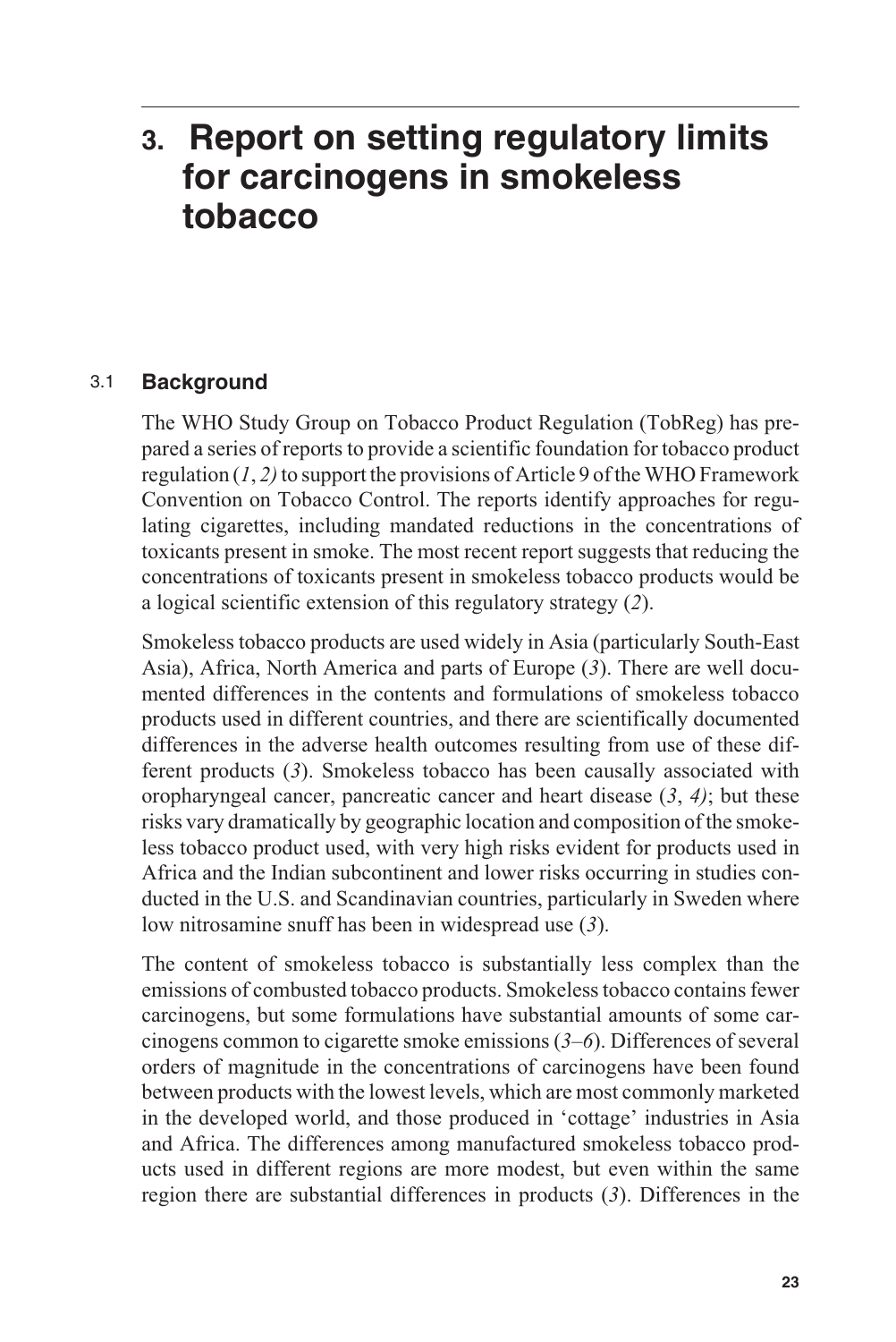# 3. Report on setting regulatory limits for carcinogens in smokeless tobacco

## 3.1 Background

The WHO Study Group on Tobacco Product Regulation (TobReg) has prepared a series of reports to provide a scientific foundation for tobacco product regulation (*1*, *2)* to support the provisions of Article 9 of the WHO Framework Convention on Tobacco Control. The reports identify approaches for regulating cigarettes, including mandated reductions in the concentrations of toxicants present in smoke. The most recent report suggests that reducing the concentrations of toxicants present in smokeless tobacco products would be a logical scientific extension of this regulatory strategy (*2*).

Smokeless tobacco products are used widely in Asia (particularly South-East Asia), Africa, North America and parts of Europe (*3*). There are well documented differences in the contents and formulations of smokeless tobacco products used in different countries, and there are scientifically documented differences in the adverse health outcomes resulting from use of these different products (*3*). Smokeless tobacco has been causally associated with oropharyngeal cancer, pancreatic cancer and heart disease (*3*, *4)*; but these risks vary dramatically by geographic location and composition of the smokeless tobacco product used, with very high risks evident for products used in Africa and the Indian subcontinent and lower risks occurring in studies conducted in the U.S. and Scandinavian countries, particularly in Sweden where low nitrosamine snuff has been in widespread use (*3*).

The content of smokeless tobacco is substantially less complex than the emissions of combusted tobacco products. Smokeless tobacco contains fewer carcinogens, but some formulations have substantial amounts of some carcinogens common to cigarette smoke emissions (*3–6*). Differences of several orders of magnitude in the concentrations of carcinogens have been found between products with the lowest levels, which are most commonly marketed in the developed world, and those produced in 'cottage' industries in Asia and Africa. The differences among manufactured smokeless tobacco products used in different regions are more modest, but even within the same region there are substantial differences in products (*3*). Differences in the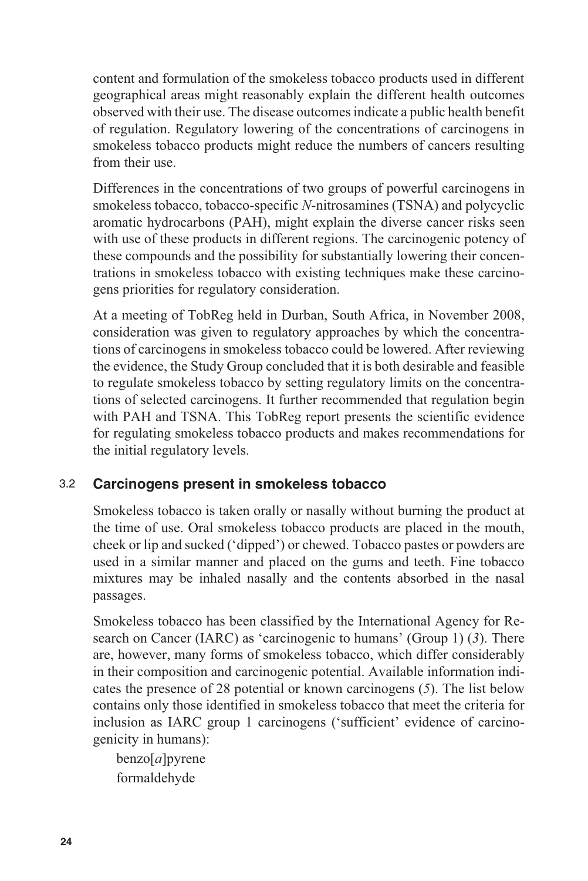content and formulation of the smokeless tobacco products used in different geographical areas might reasonably explain the different health outcomes observed with their use. The disease outcomes indicate a public health benefit of regulation. Regulatory lowering of the concentrations of carcinogens in smokeless tobacco products might reduce the numbers of cancers resulting from their use.

Differences in the concentrations of two groups of powerful carcinogens in smokeless tobacco, tobacco-specific *N*-nitrosamines (TSNA) and polycyclic aromatic hydrocarbons (PAH), might explain the diverse cancer risks seen with use of these products in different regions. The carcinogenic potency of these compounds and the possibility for substantially lowering their concentrations in smokeless tobacco with existing techniques make these carcinogens priorities for regulatory consideration.

At a meeting of TobReg held in Durban, South Africa, in November 2008, consideration was given to regulatory approaches by which the concentrations of carcinogens in smokeless tobacco could be lowered. After reviewing the evidence, the Study Group concluded that it is both desirable and feasible to regulate smokeless tobacco by setting regulatory limits on the concentrations of selected carcinogens. It further recommended that regulation begin with PAH and TSNA. This TobReg report presents the scientific evidence for regulating smokeless tobacco products and makes recommendations for the initial regulatory levels.

## 3.2 Carcinogens present in smokeless tobacco

Smokeless tobacco is taken orally or nasally without burning the product at the time of use. Oral smokeless tobacco products are placed in the mouth, cheek or lip and sucked ('dipped') or chewed. Tobacco pastes or powders are used in a similar manner and placed on the gums and teeth. Fine tobacco mixtures may be inhaled nasally and the contents absorbed in the nasal passages.

Smokeless tobacco has been classified by the International Agency for Research on Cancer (IARC) as 'carcinogenic to humans' (Group 1) (*3*). There are, however, many forms of smokeless tobacco, which differ considerably in their composition and carcinogenic potential. Available information indicates the presence of 28 potential or known carcinogens (*5*). The list below contains only those identified in smokeless tobacco that meet the criteria for inclusion as IARC group 1 carcinogens ('sufficient' evidence of carcinogenicity in humans):

benzo[*a*]pyrene
formaldehyde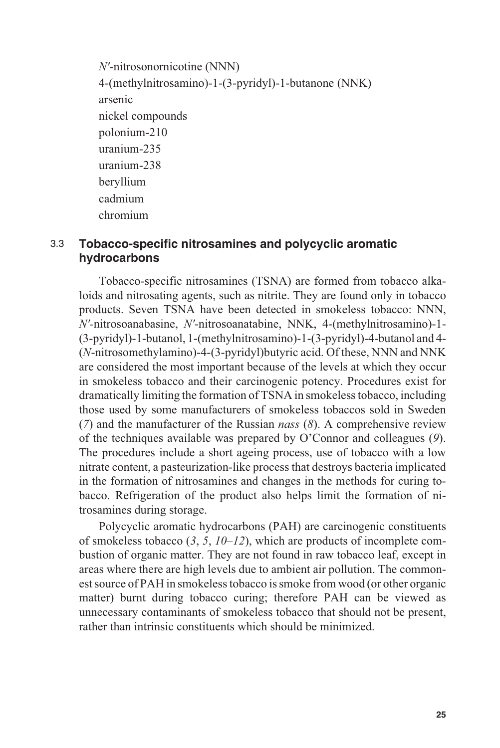*N′*-nitrosonornicotine (NNN)
4-(methylnitrosamino)-1-(3-pyridyl)-1-butanone (NNK)
arsenic
nickel compounds
polonium-210
uranium-235
uranium-238
beryllium
cadmium
chromium

## 3.3 Tobacco-specific nitrosamines and polycyclic aromatic hydrocarbons

Tobacco-specific nitrosamines (TSNA) are formed from tobacco alkaloids and nitrosating agents, such as nitrite. They are found only in tobacco products. Seven TSNA have been detected in smokeless tobacco: NNN, *N′*-nitrosoanabasine, *N′*-nitrosoanatabine, NNK, 4-(methylnitrosamino)-1-(3-pyridyl)-1-butanol, 1-(methylnitrosamino)-1-(3-pyridyl)-4-butanol and 4-(*N*-nitrosomethylamino)-4-(3-pyridyl)butyric acid. Of these, NNN and NNK are considered the most important because of the levels at which they occur in smokeless tobacco and their carcinogenic potency. Procedures exist for dramatically limiting the formation of TSNA in smokeless tobacco, including those used by some manufacturers of smokeless tobaccos sold in Sweden (*7*) and the manufacturer of the Russian *nass* (*8*). A comprehensive review of the techniques available was prepared by O'Connor and colleagues (*9*). The procedures include a short ageing process, use of tobacco with a low nitrate content, a pasteurization-like process that destroys bacteria implicated in the formation of nitrosamines and changes in the methods for curing tobacco. Refrigeration of the product also helps limit the formation of nitrosamines during storage.

Polycyclic aromatic hydrocarbons (PAH) are carcinogenic constituents of smokeless tobacco (*3*, *5*, *10–12*), which are products of incomplete combustion of organic matter. They are not found in raw tobacco leaf, except in areas where there are high levels due to ambient air pollution. The commonest source of PAH in smokeless tobacco is smoke from wood (or other organic matter) burnt during tobacco curing; therefore PAH can be viewed as unnecessary contaminants of smokeless tobacco that should not be present, rather than intrinsic constituents which should be minimized.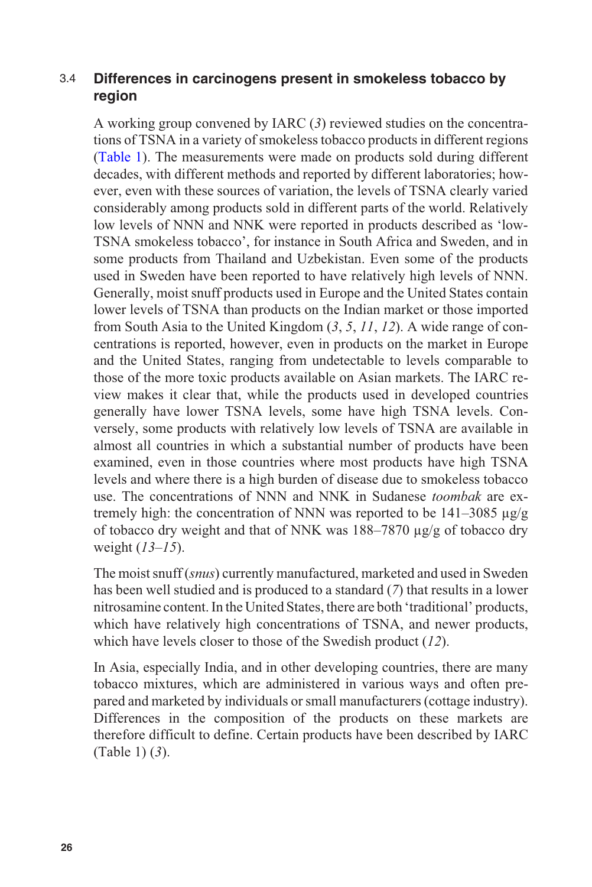### 3.4 Differences in carcinogens present in smokeless tobacco by region

A working group convened by IARC (*3*) reviewed studies on the concentrations of TSNA in a variety of smokeless tobacco products in different regions (Table 1). The measurements were made on products sold during different decades, with different methods and reported by different laboratories; however, even with these sources of variation, the levels of TSNA clearly varied considerably among products sold in different parts of the world. Relatively low levels of NNN and NNK were reported in products described as 'low-TSNA smokeless tobacco', for instance in South Africa and Sweden, and in some products from Thailand and Uzbekistan. Even some of the products used in Sweden have been reported to have relatively high levels of NNN. Generally, moist snuff products used in Europe and the United States contain lower levels of TSNA than products on the Indian market or those imported from South Asia to the United Kingdom (*3*, *5*, *11*, *12*). A wide range of concentrations is reported, however, even in products on the market in Europe and the United States, ranging from undetectable to levels comparable to those of the more toxic products available on Asian markets. The IARC review makes it clear that, while the products used in developed countries generally have lower TSNA levels, some have high TSNA levels. Conversely, some products with relatively low levels of TSNA are available in almost all countries in which a substantial number of products have been examined, even in those countries where most products have high TSNA levels and where there is a high burden of disease due to smokeless tobacco use. The concentrations of NNN and NNK in Sudanese *toombak* are extremely high: the concentration of NNN was reported to be 141–3085 µg/g of tobacco dry weight and that of NNK was 188–7870 µg/g of tobacco dry weight (*13*–*15*).

The moist snuff (*snus*) currently manufactured, marketed and used in Sweden has been well studied and is produced to a standard (*7*) that results in a lower nitrosamine content. In the United States, there are both 'traditional' products, which have relatively high concentrations of TSNA, and newer products, which have levels closer to those of the Swedish product (*12*).

In Asia, especially India, and in other developing countries, there are many tobacco mixtures, which are administered in various ways and often prepared and marketed by individuals or small manufacturers (cottage industry). Differences in the composition of the products on these markets are therefore difficult to define. Certain products have been described by IARC (Table 1) (*3*).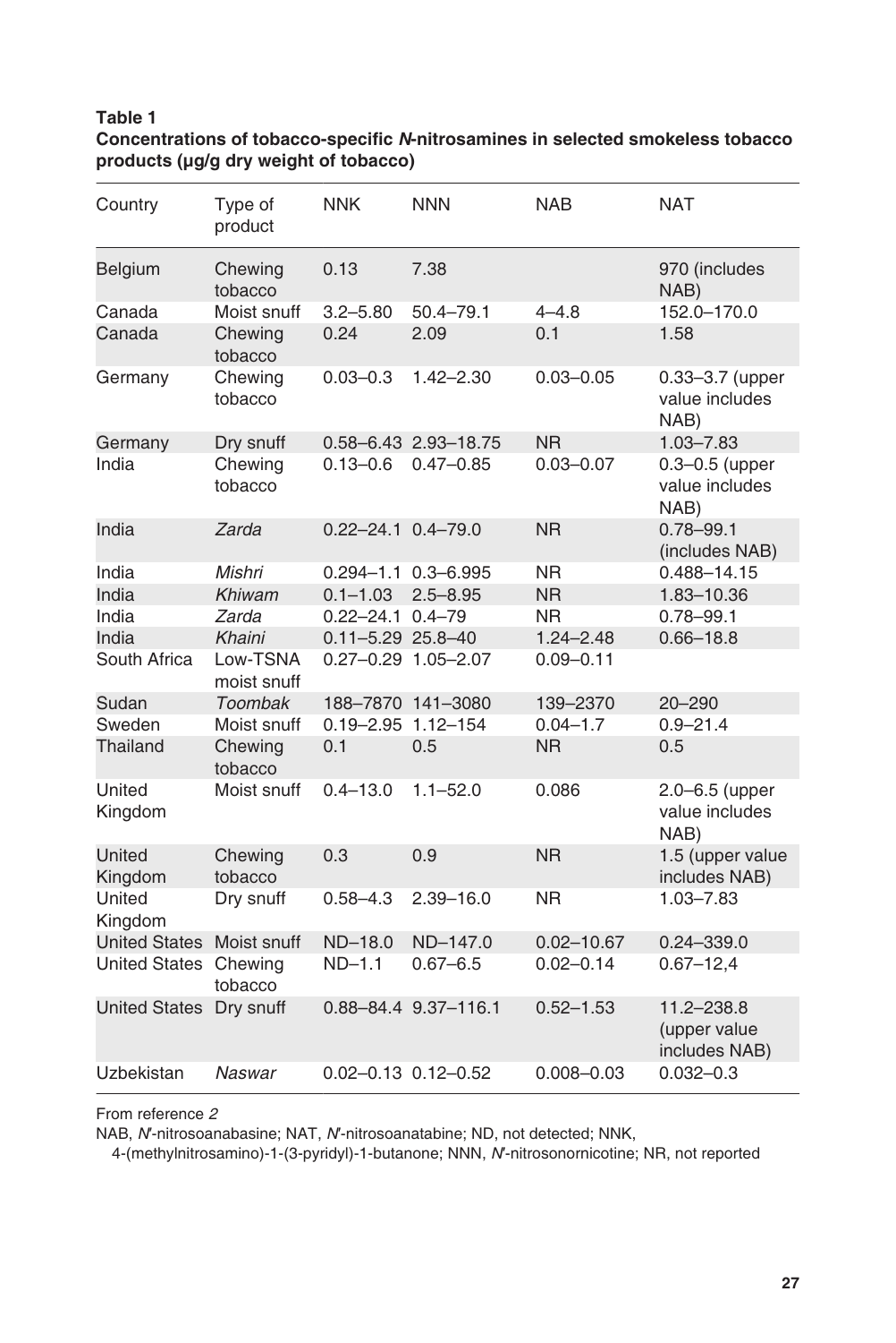**Table 1**
**Concentrations of tobacco-specific *N*-nitrosamines in selected smokeless tobacco products (µg/g dry weight of tobacco)**

| Country | Type of product | NNK | NNN | NAB | NAT |
|---|---|---|---|---|---|
| Belgium | Chewing tobacco | 0.13 | 7.38 | | 970 (includes NAB) |
| Canada | Moist snuff | 3.2–5.80 | 50.4–79.1 | 4–4.8 | 152.0–170.0 |
| Canada | Chewing tobacco | 0.24 | 2.09 | 0.1 | 1.58 |
| Germany | Chewing tobacco | 0.03–0.3 | 1.42–2.30 | 0.03–0.05 | 0.33–3.7 (upper value includes NAB) |
| Germany | Dry snuff | 0.58–6.43 | 2.93–18.75 | NR | 1.03–7.83 |
| India | Chewing tobacco | 0.13–0.6 | 0.47–0.85 | 0.03–0.07 | 0.3–0.5 (upper value includes NAB) |
| India | *Zarda* | 0.22–24.1 | 0.4–79.0 | NR | 0.78–99.1 (includes NAB) |
| India | *Mishri* | 0.294–1.1 | 0.3–6.995 | NR | 0.488–14.15 |
| India | *Khiwam* | 0.1–1.03 | 2.5–8.95 | NR | 1.83–10.36 |
| India | *Zarda* | 0.22–24.1 | 0.4–79 | NR | 0.78–99.1 |
| India | *Khaini* | 0.11–5.29 | 25.8–40 | 1.24–2.48 | 0.66–18.8 |
| South Africa | Low-TSNA moist snuff | 0.27–0.29 | 1.05–2.07 | 0.09–0.11 | |
| Sudan | *Toombak* | 188–7870 | 141–3080 | 139–2370 | 20–290 |
| Sweden | Moist snuff | 0.19–2.95 | 1.12–154 | 0.04–1.7 | 0.9–21.4 |
| Thailand | Chewing tobacco | 0.1 | 0.5 | NR | 0.5 |
| United Kingdom | Moist snuff | 0.4–13.0 | 1.1–52.0 | 0.086 | 2.0–6.5 (upper value includes NAB) |
| United Kingdom | Chewing tobacco | 0.3 | 0.9 | NR | 1.5 (upper value includes NAB) |
| United Kingdom | Dry snuff | 0.58–4.3 | 2.39–16.0 | NR | 1.03–7.83 |
| United States | Moist snuff | ND–18.0 | ND–147.0 | 0.02–10.67 | 0.24–339.0 |
| United States | Chewing tobacco | ND–1.1 | 0.67–6.5 | 0.02–0.14 | 0.67–12,4 |
| United States | Dry snuff | 0.88–84.4 | 9.37–116.1 | 0.52–1.53 | 11.2–238.8 (upper value includes NAB) |
| Uzbekistan | *Naswar* | 0.02–0.13 | 0.12–0.52 | 0.008–0.03 | 0.032–0.3 |

From reference *2*

NAB, *N'*-nitrosoanabasine; NAT, *N'*-nitrosoanatabine; ND, not detected; NNK, 4-(methylnitrosamino)-1-(3-pyridyl)-1-butanone; NNN, *N'*-nitrosonornicotine; NR, not reported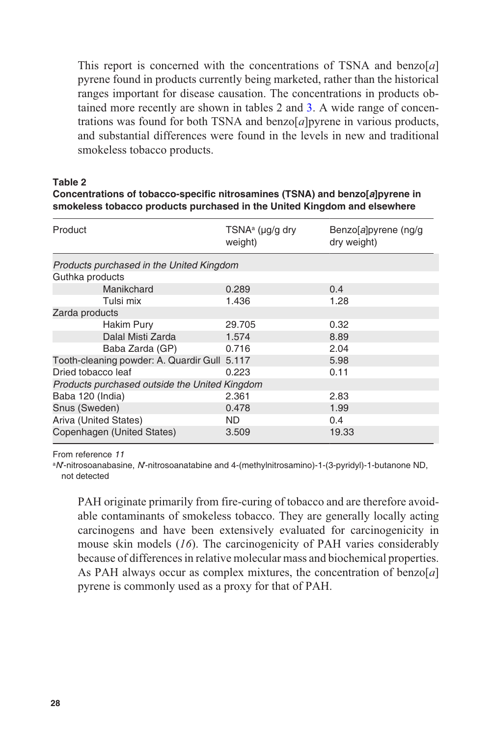This report is concerned with the concentrations of TSNA and benzo[*a*]pyrene found in products currently being marketed, rather than the historical ranges important for disease causation. The concentrations in products obtained more recently are shown in tables 2 and 3. A wide range of concentrations was found for both TSNA and benzo[*a*]pyrene in various products, and substantial differences were found in the levels in new and traditional smokeless tobacco products.

**Table 2**
**Concentrations of tobacco-specific nitrosamines (TSNA) and benzo[*a*]pyrene in smokeless tobacco products purchased in the United Kingdom and elsewhere**

| Product | TSNA[a] (µg/g dry weight) | Benzo[*a*]pyrene (ng/g dry weight) |
|---|---|---|
| *Products purchased in the United Kingdom* | | |
| Guthka products | | |
| Manikchard | 0.289 | 0.4 |
| Tulsi mix | 1.436 | 1.28 |
| Zarda products | | |
| Hakim Pury | 29.705 | 0.32 |
| Dalal Misti Zarda | 1.574 | 8.89 |
| Baba Zarda (GP) | 0.716 | 2.04 |
| Tooth-cleaning powder: A. Quardir Gull | 5.117 | 5.98 |
| Dried tobacco leaf | 0.223 | 0.11 |
| *Products purchased outside the United Kingdom* | | |
| Baba 120 (India) | 2.361 | 2.83 |
| Snus (Sweden) | 0.478 | 1.99 |
| Ariva (United States) | ND | 0.4 |
| Copenhagen (United States) | 3.509 | 19.33 |

From reference *11*

[a]*N'*-nitrosoanabasine, *N'*-nitrosoanatabine and 4-(methylnitrosamino)-1-(3-pyridyl)-1-butanone ND, not detected

PAH originate primarily from fire-curing of tobacco and are therefore avoidable contaminants of smokeless tobacco. They are generally locally acting carcinogens and have been extensively evaluated for carcinogenicity in mouse skin models (*16*). The carcinogenicity of PAH varies considerably because of differences in relative molecular mass and biochemical properties. As PAH always occur as complex mixtures, the concentration of benzo[*a*]pyrene is commonly used as a proxy for that of PAH.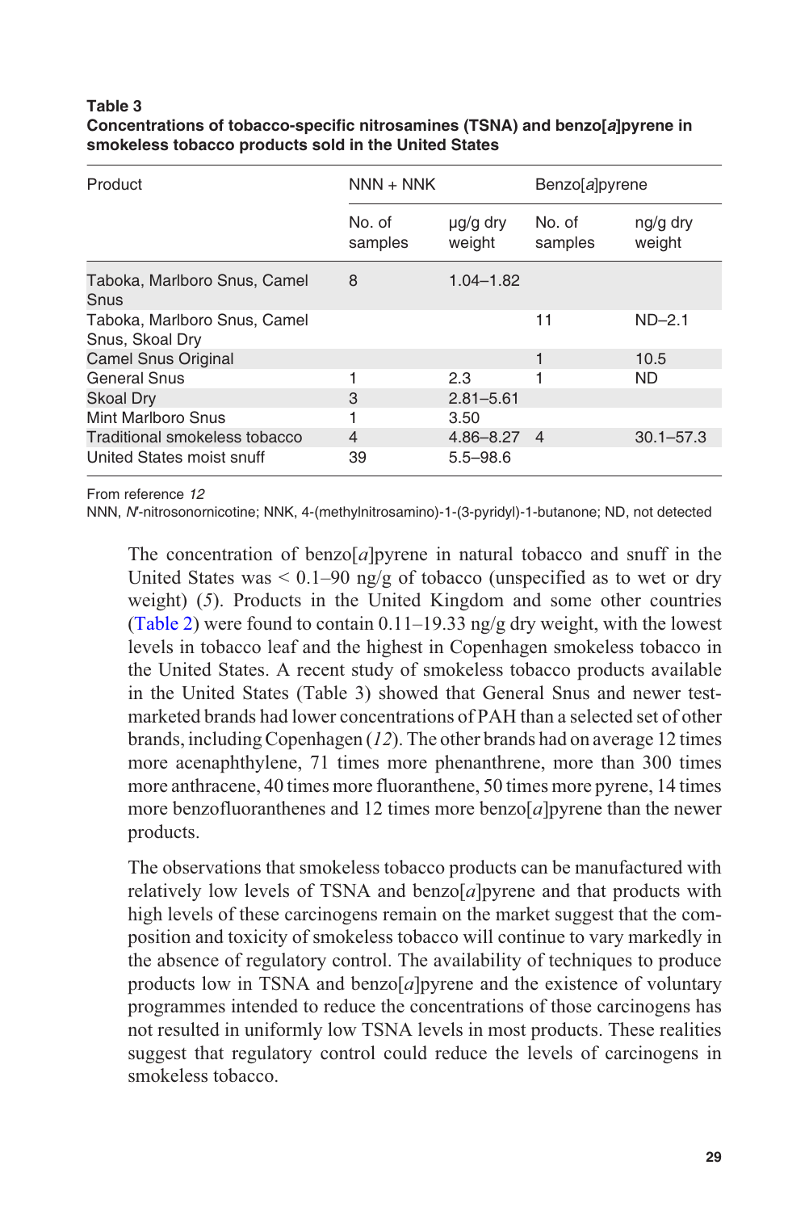**Table 3**
**Concentrations of tobacco-specific nitrosamines (TSNA) and benzo[*a*]pyrene in smokeless tobacco products sold in the United States**

| Product | NNN + NNK | | Benzo[*a*]pyrene | |
|---|---|---|---|---|
| | No. of samples | µg/g dry weight | No. of samples | ng/g dry weight |
| Taboka, Marlboro Snus, Camel Snus | 8 | 1.04–1.82 | | |
| Taboka, Marlboro Snus, Camel Snus, Skoal Dry | | | 11 | ND–2.1 |
| Camel Snus Original | | | 1 | 10.5 |
| General Snus | 1 | 2.3 | 1 | ND |
| Skoal Dry | 3 | 2.81–5.61 | | |
| Mint Marlboro Snus | 1 | 3.50 | | |
| Traditional smokeless tobacco | 4 | 4.86–8.27 | 4 | 30.1–57.3 |
| United States moist snuff | 39 | 5.5–98.6 | | |

From reference *12*

NNN, *N'*-nitrosonornicotine; NNK, 4-(methylnitrosamino)-1-(3-pyridyl)-1-butanone; ND, not detected

The concentration of benzo[*a*]pyrene in natural tobacco and snuff in the United States was < 0.1–90 ng/g of tobacco (unspecified as to wet or dry weight) (*5*). Products in the United Kingdom and some other countries (Table 2) were found to contain 0.11–19.33 ng/g dry weight, with the lowest levels in tobacco leaf and the highest in Copenhagen smokeless tobacco in the United States. A recent study of smokeless tobacco products available in the United States (Table 3) showed that General Snus and newer test-marketed brands had lower concentrations of PAH than a selected set of other brands, including Copenhagen (*12*). The other brands had on average 12 times more acenaphthylene, 71 times more phenanthrene, more than 300 times more anthracene, 40 times more fluoranthene, 50 times more pyrene, 14 times more benzofluoranthenes and 12 times more benzo[*a*]pyrene than the newer products.

The observations that smokeless tobacco products can be manufactured with relatively low levels of TSNA and benzo[*a*]pyrene and that products with high levels of these carcinogens remain on the market suggest that the composition and toxicity of smokeless tobacco will continue to vary markedly in the absence of regulatory control. The availability of techniques to produce products low in TSNA and benzo[*a*]pyrene and the existence of voluntary programmes intended to reduce the concentrations of those carcinogens has not resulted in uniformly low TSNA levels in most products. These realities suggest that regulatory control could reduce the levels of carcinogens in smokeless tobacco.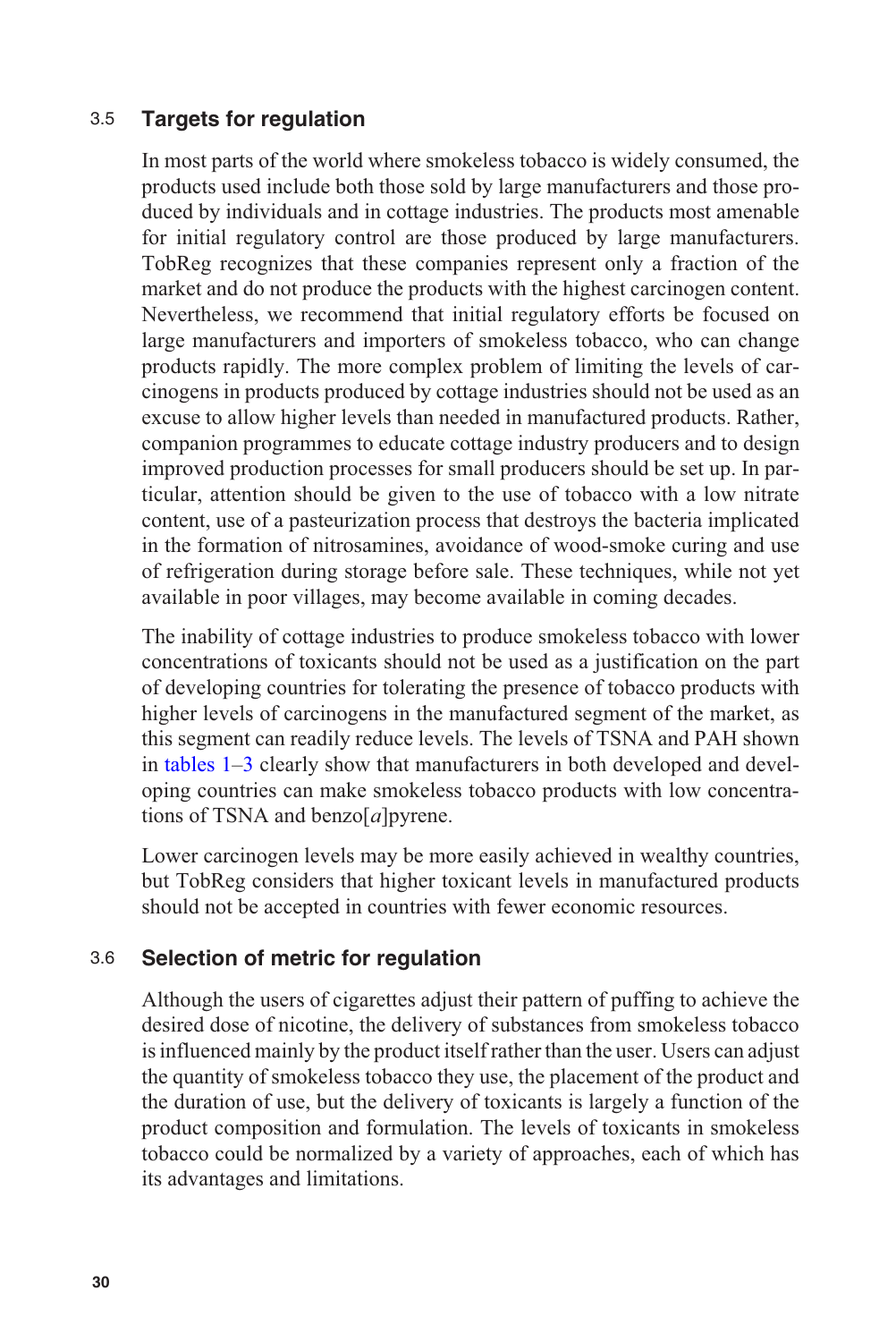## 3.5 Targets for regulation

In most parts of the world where smokeless tobacco is widely consumed, the products used include both those sold by large manufacturers and those produced by individuals and in cottage industries. The products most amenable for initial regulatory control are those produced by large manufacturers. TobReg recognizes that these companies represent only a fraction of the market and do not produce the products with the highest carcinogen content. Nevertheless, we recommend that initial regulatory efforts be focused on large manufacturers and importers of smokeless tobacco, who can change products rapidly. The more complex problem of limiting the levels of carcinogens in products produced by cottage industries should not be used as an excuse to allow higher levels than needed in manufactured products. Rather, companion programmes to educate cottage industry producers and to design improved production processes for small producers should be set up. In particular, attention should be given to the use of tobacco with a low nitrate content, use of a pasteurization process that destroys the bacteria implicated in the formation of nitrosamines, avoidance of wood-smoke curing and use of refrigeration during storage before sale. These techniques, while not yet available in poor villages, may become available in coming decades.

The inability of cottage industries to produce smokeless tobacco with lower concentrations of toxicants should not be used as a justification on the part of developing countries for tolerating the presence of tobacco products with higher levels of carcinogens in the manufactured segment of the market, as this segment can readily reduce levels. The levels of TSNA and PAH shown in tables 1–3 clearly show that manufacturers in both developed and developing countries can make smokeless tobacco products with low concentrations of TSNA and benzo[*a*]pyrene.

Lower carcinogen levels may be more easily achieved in wealthy countries, but TobReg considers that higher toxicant levels in manufactured products should not be accepted in countries with fewer economic resources.

## 3.6 Selection of metric for regulation

Although the users of cigarettes adjust their pattern of puffing to achieve the desired dose of nicotine, the delivery of substances from smokeless tobacco is influenced mainly by the product itself rather than the user. Users can adjust the quantity of smokeless tobacco they use, the placement of the product and the duration of use, but the delivery of toxicants is largely a function of the product composition and formulation. The levels of toxicants in smokeless tobacco could be normalized by a variety of approaches, each of which has its advantages and limitations.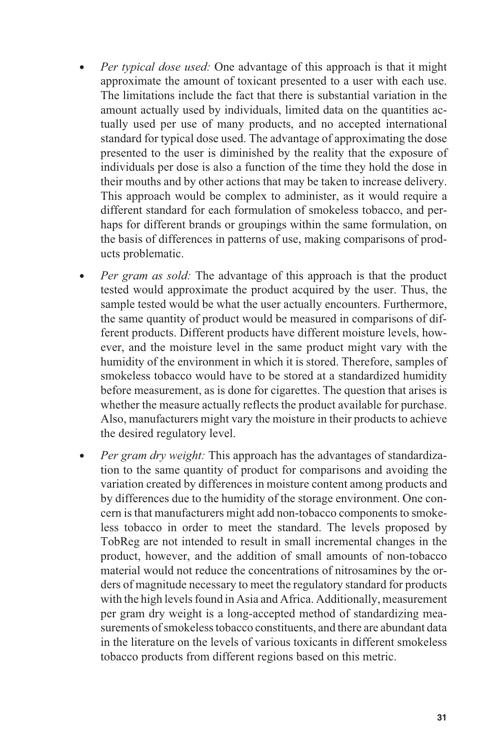- *Per typical dose used:* One advantage of this approach is that it might approximate the amount of toxicant presented to a user with each use. The limitations include the fact that there is substantial variation in the amount actually used by individuals, limited data on the quantities actually used per use of many products, and no accepted international standard for typical dose used. The advantage of approximating the dose presented to the user is diminished by the reality that the exposure of individuals per dose is also a function of the time they hold the dose in their mouths and by other actions that may be taken to increase delivery. This approach would be complex to administer, as it would require a different standard for each formulation of smokeless tobacco, and perhaps for different brands or groupings within the same formulation, on the basis of differences in patterns of use, making comparisons of products problematic.

- *Per gram as sold:* The advantage of this approach is that the product tested would approximate the product acquired by the user. Thus, the sample tested would be what the user actually encounters. Furthermore, the same quantity of product would be measured in comparisons of different products. Different products have different moisture levels, however, and the moisture level in the same product might vary with the humidity of the environment in which it is stored. Therefore, samples of smokeless tobacco would have to be stored at a standardized humidity before measurement, as is done for cigarettes. The question that arises is whether the measure actually reflects the product available for purchase. Also, manufacturers might vary the moisture in their products to achieve the desired regulatory level.

- *Per gram dry weight:* This approach has the advantages of standardization to the same quantity of product for comparisons and avoiding the variation created by differences in moisture content among products and by differences due to the humidity of the storage environment. One concern is that manufacturers might add non-tobacco components to smokeless tobacco in order to meet the standard. The levels proposed by TobReg are not intended to result in small incremental changes in the product, however, and the addition of small amounts of non-tobacco material would not reduce the concentrations of nitrosamines by the orders of magnitude necessary to meet the regulatory standard for products with the high levels found in Asia and Africa. Additionally, measurement per gram dry weight is a long-accepted method of standardizing measurements of smokeless tobacco constituents, and there are abundant data in the literature on the levels of various toxicants in different smokeless tobacco products from different regions based on this metric.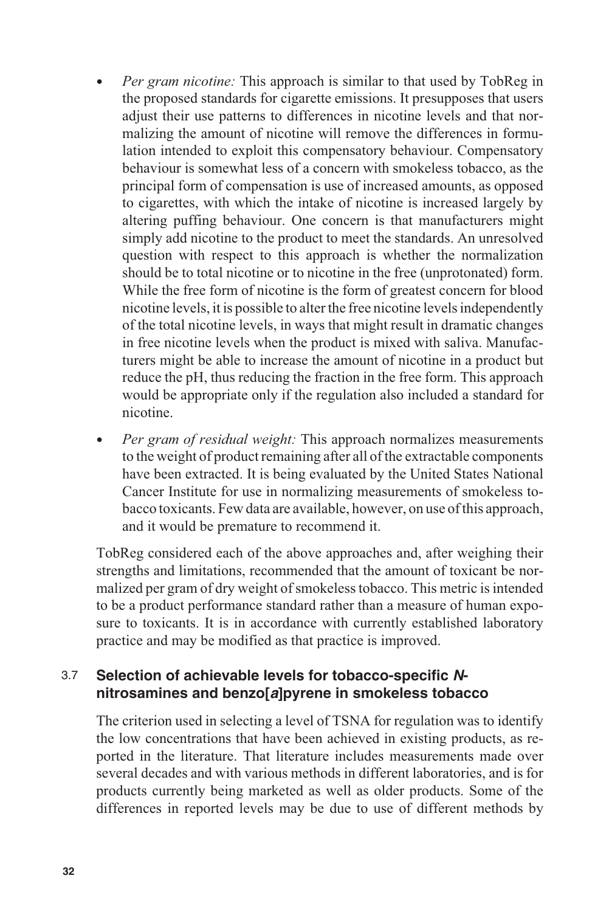- *Per gram nicotine:* This approach is similar to that used by TobReg in the proposed standards for cigarette emissions. It presupposes that users adjust their use patterns to differences in nicotine levels and that normalizing the amount of nicotine will remove the differences in formulation intended to exploit this compensatory behaviour. Compensatory behaviour is somewhat less of a concern with smokeless tobacco, as the principal form of compensation is use of increased amounts, as opposed to cigarettes, with which the intake of nicotine is increased largely by altering puffing behaviour. One concern is that manufacturers might simply add nicotine to the product to meet the standards. An unresolved question with respect to this approach is whether the normalization should be to total nicotine or to nicotine in the free (unprotonated) form. While the free form of nicotine is the form of greatest concern for blood nicotine levels, it is possible to alter the free nicotine levels independently of the total nicotine levels, in ways that might result in dramatic changes in free nicotine levels when the product is mixed with saliva. Manufacturers might be able to increase the amount of nicotine in a product but reduce the pH, thus reducing the fraction in the free form. This approach would be appropriate only if the regulation also included a standard for nicotine.
- *Per gram of residual weight:* This approach normalizes measurements to the weight of product remaining after all of the extractable components have been extracted. It is being evaluated by the United States National Cancer Institute for use in normalizing measurements of smokeless tobacco toxicants. Few data are available, however, on use of this approach, and it would be premature to recommend it.

TobReg considered each of the above approaches and, after weighing their strengths and limitations, recommended that the amount of toxicant be normalized per gram of dry weight of smokeless tobacco. This metric is intended to be a product performance standard rather than a measure of human exposure to toxicants. It is in accordance with currently established laboratory practice and may be modified as that practice is improved.

### 3.7 Selection of achievable levels for tobacco-specific *N*-nitrosamines and benzo[*a*]pyrene in smokeless tobacco

The criterion used in selecting a level of TSNA for regulation was to identify the low concentrations that have been achieved in existing products, as reported in the literature. That literature includes measurements made over several decades and with various methods in different laboratories, and is for products currently being marketed as well as older products. Some of the differences in reported levels may be due to use of different methods by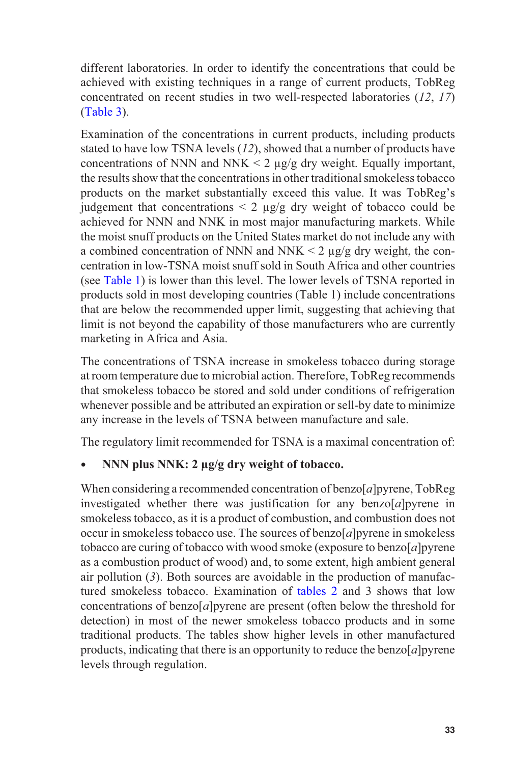different laboratories. In order to identify the concentrations that could be achieved with existing techniques in a range of current products, TobReg concentrated on recent studies in two well-respected laboratories (*12*, *17*) (Table 3).

Examination of the concentrations in current products, including products stated to have low TSNA levels (*12*), showed that a number of products have concentrations of NNN and NNK < 2 µg/g dry weight. Equally important, the results show that the concentrations in other traditional smokeless tobacco products on the market substantially exceed this value. It was TobReg's judgement that concentrations < 2 µg/g dry weight of tobacco could be achieved for NNN and NNK in most major manufacturing markets. While the moist snuff products on the United States market do not include any with a combined concentration of NNN and NNK < 2 µg/g dry weight, the concentration in low-TSNA moist snuff sold in South Africa and other countries (see Table 1) is lower than this level. The lower levels of TSNA reported in products sold in most developing countries (Table 1) include concentrations that are below the recommended upper limit, suggesting that achieving that limit is not beyond the capability of those manufacturers who are currently marketing in Africa and Asia.

The concentrations of TSNA increase in smokeless tobacco during storage at room temperature due to microbial action. Therefore, TobReg recommends that smokeless tobacco be stored and sold under conditions of refrigeration whenever possible and be attributed an expiration or sell-by date to minimize any increase in the levels of TSNA between manufacture and sale.

The regulatory limit recommended for TSNA is a maximal concentration of:

- **NNN plus NNK: 2 µg/g dry weight of tobacco.**

When considering a recommended concentration of benzo[*a*]pyrene, TobReg investigated whether there was justification for any benzo[*a*]pyrene in smokeless tobacco, as it is a product of combustion, and combustion does not occur in smokeless tobacco use. The sources of benzo[*a*]pyrene in smokeless tobacco are curing of tobacco with wood smoke (exposure to benzo[*a*]pyrene as a combustion product of wood) and, to some extent, high ambient general air pollution (*3*). Both sources are avoidable in the production of manufactured smokeless tobacco. Examination of tables 2 and 3 shows that low concentrations of benzo[*a*]pyrene are present (often below the threshold for detection) in most of the newer smokeless tobacco products and in some traditional products. The tables show higher levels in other manufactured products, indicating that there is an opportunity to reduce the benzo[*a*]pyrene levels through regulation.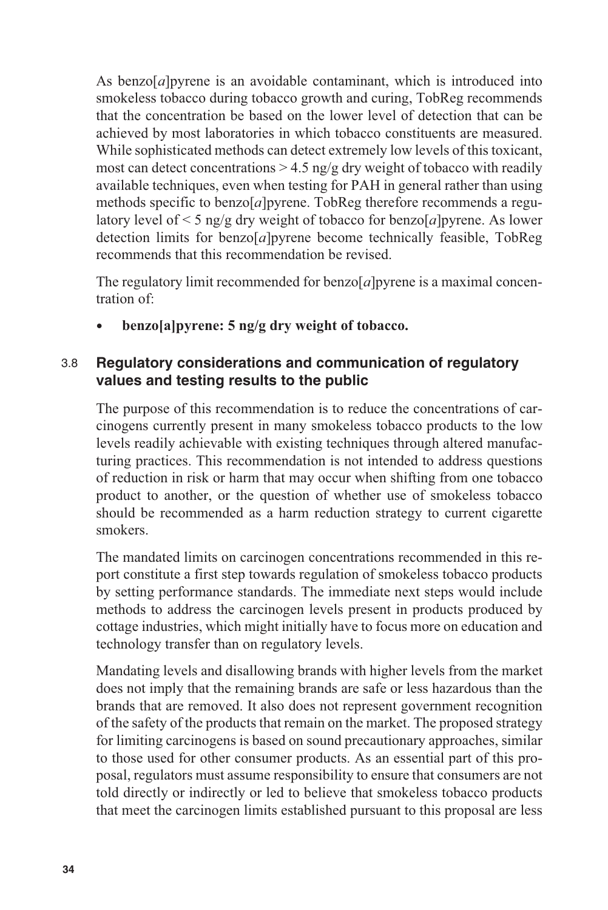As benzo[*a*]pyrene is an avoidable contaminant, which is introduced into smokeless tobacco during tobacco growth and curing, TobReg recommends that the concentration be based on the lower level of detection that can be achieved by most laboratories in which tobacco constituents are measured. While sophisticated methods can detect extremely low levels of this toxicant, most can detect concentrations > 4.5 ng/g dry weight of tobacco with readily available techniques, even when testing for PAH in general rather than using methods specific to benzo[*a*]pyrene. TobReg therefore recommends a regulatory level of < 5 ng/g dry weight of tobacco for benzo[*a*]pyrene. As lower detection limits for benzo[*a*]pyrene become technically feasible, TobReg recommends that this recommendation be revised.

The regulatory limit recommended for benzo[*a*]pyrene is a maximal concentration of:

- **benzo[a]pyrene: 5 ng/g dry weight of tobacco.**

### 3.8 Regulatory considerations and communication of regulatory values and testing results to the public

The purpose of this recommendation is to reduce the concentrations of carcinogens currently present in many smokeless tobacco products to the low levels readily achievable with existing techniques through altered manufacturing practices. This recommendation is not intended to address questions of reduction in risk or harm that may occur when shifting from one tobacco product to another, or the question of whether use of smokeless tobacco should be recommended as a harm reduction strategy to current cigarette smokers.

The mandated limits on carcinogen concentrations recommended in this report constitute a first step towards regulation of smokeless tobacco products by setting performance standards. The immediate next steps would include methods to address the carcinogen levels present in products produced by cottage industries, which might initially have to focus more on education and technology transfer than on regulatory levels.

Mandating levels and disallowing brands with higher levels from the market does not imply that the remaining brands are safe or less hazardous than the brands that are removed. It also does not represent government recognition of the safety of the products that remain on the market. The proposed strategy for limiting carcinogens is based on sound precautionary approaches, similar to those used for other consumer products. As an essential part of this proposal, regulators must assume responsibility to ensure that consumers are not told directly or indirectly or led to believe that smokeless tobacco products that meet the carcinogen limits established pursuant to this proposal are less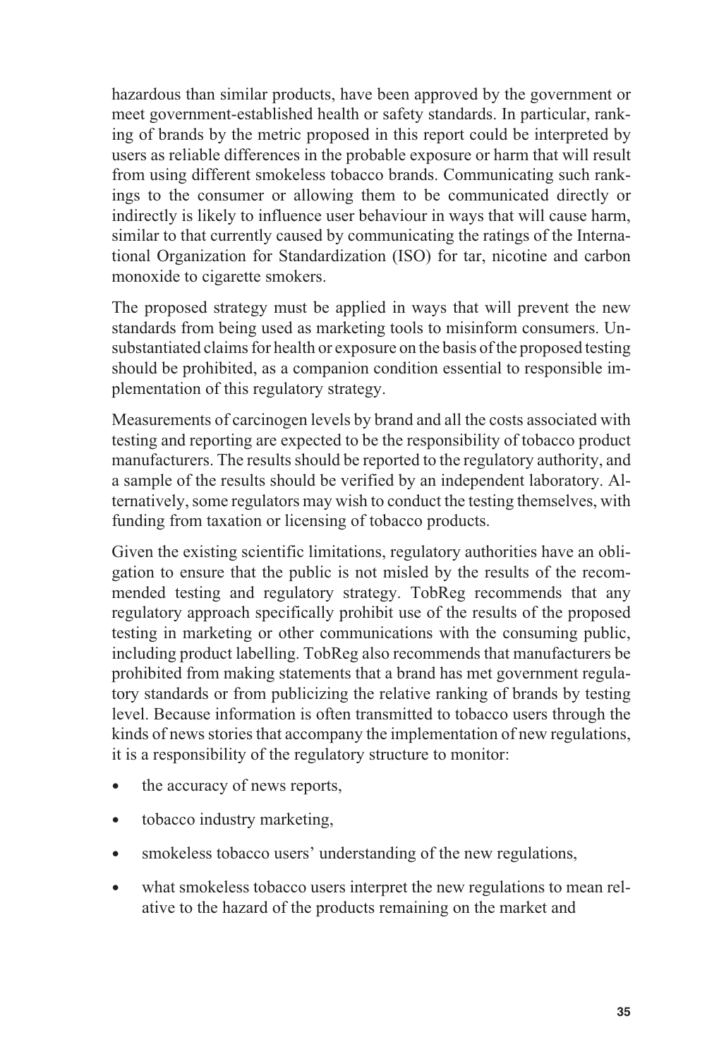hazardous than similar products, have been approved by the government or meet government-established health or safety standards. In particular, ranking of brands by the metric proposed in this report could be interpreted by users as reliable differences in the probable exposure or harm that will result from using different smokeless tobacco brands. Communicating such rankings to the consumer or allowing them to be communicated directly or indirectly is likely to influence user behaviour in ways that will cause harm, similar to that currently caused by communicating the ratings of the International Organization for Standardization (ISO) for tar, nicotine and carbon monoxide to cigarette smokers.

The proposed strategy must be applied in ways that will prevent the new standards from being used as marketing tools to misinform consumers. Unsubstantiated claims for health or exposure on the basis of the proposed testing should be prohibited, as a companion condition essential to responsible implementation of this regulatory strategy.

Measurements of carcinogen levels by brand and all the costs associated with testing and reporting are expected to be the responsibility of tobacco product manufacturers. The results should be reported to the regulatory authority, and a sample of the results should be verified by an independent laboratory. Alternatively, some regulators may wish to conduct the testing themselves, with funding from taxation or licensing of tobacco products.

Given the existing scientific limitations, regulatory authorities have an obligation to ensure that the public is not misled by the results of the recommended testing and regulatory strategy. TobReg recommends that any regulatory approach specifically prohibit use of the results of the proposed testing in marketing or other communications with the consuming public, including product labelling. TobReg also recommends that manufacturers be prohibited from making statements that a brand has met government regulatory standards or from publicizing the relative ranking of brands by testing level. Because information is often transmitted to tobacco users through the kinds of news stories that accompany the implementation of new regulations, it is a responsibility of the regulatory structure to monitor:

- the accuracy of news reports,
- tobacco industry marketing,
- smokeless tobacco users' understanding of the new regulations,
- what smokeless tobacco users interpret the new regulations to mean relative to the hazard of the products remaining on the market and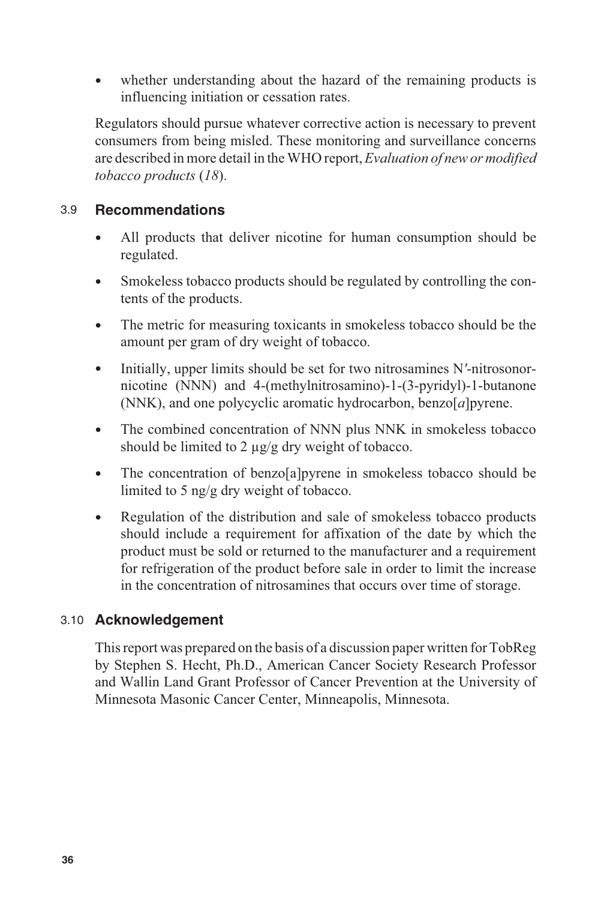- whether understanding about the hazard of the remaining products is influencing initiation or cessation rates.

Regulators should pursue whatever corrective action is necessary to prevent consumers from being misled. These monitoring and surveillance concerns are described in more detail in the WHO report, *Evaluation of new or modified tobacco products* (*18*).

## 3.9 Recommendations

- All products that deliver nicotine for human consumption should be regulated.
- Smokeless tobacco products should be regulated by controlling the contents of the products.
- The metric for measuring toxicants in smokeless tobacco should be the amount per gram of dry weight of tobacco.
- Initially, upper limits should be set for two nitrosamines N′-nitrosonornicotine (NNN) and 4-(methylnitrosamino)-1-(3-pyridyl)-1-butanone (NNK), and one polycyclic aromatic hydrocarbon, benzo[*a*]pyrene.
- The combined concentration of NNN plus NNK in smokeless tobacco should be limited to 2 µg/g dry weight of tobacco.
- The concentration of benzo[a]pyrene in smokeless tobacco should be limited to 5 ng/g dry weight of tobacco.
- Regulation of the distribution and sale of smokeless tobacco products should include a requirement for affixation of the date by which the product must be sold or returned to the manufacturer and a requirement for refrigeration of the product before sale in order to limit the increase in the concentration of nitrosamines that occurs over time of storage.

## 3.10 Acknowledgement

This report was prepared on the basis of a discussion paper written for TobReg by Stephen S. Hecht, Ph.D., American Cancer Society Research Professor and Wallin Land Grant Professor of Cancer Prevention at the University of Minnesota Masonic Cancer Center, Minneapolis, Minnesota.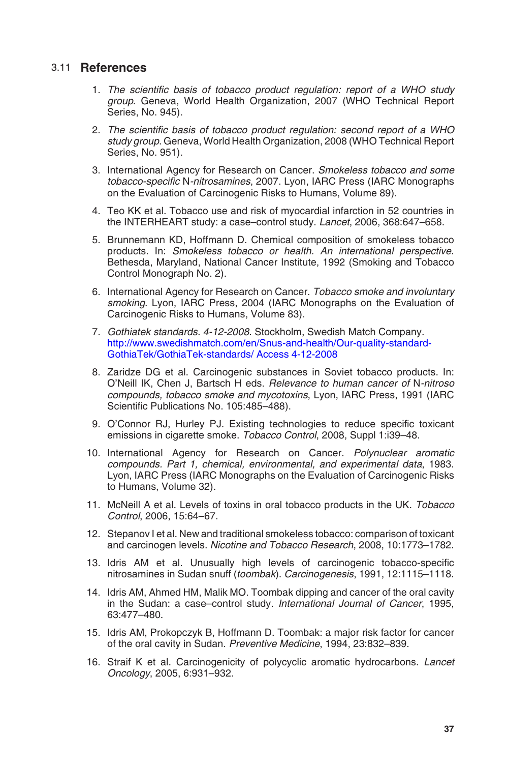## 3.11 References

1. *The scientific basis of tobacco product regulation: report of a WHO study group*. Geneva, World Health Organization, 2007 (WHO Technical Report Series, No. 945).
2. *The scientific basis of tobacco product regulation: second report of a WHO study group*. Geneva, World Health Organization, 2008 (WHO Technical Report Series, No. 951).
3. International Agency for Research on Cancer. *Smokeless tobacco and some tobacco-specific* N*-nitrosamines*, 2007. Lyon, IARC Press (IARC Monographs on the Evaluation of Carcinogenic Risks to Humans, Volume 89).
4. Teo KK et al. Tobacco use and risk of myocardial infarction in 52 countries in the INTERHEART study: a case–control study. *Lancet*, 2006, 368:647–658.
5. Brunnemann KD, Hoffmann D. Chemical composition of smokeless tobacco products. In: *Smokeless tobacco or health. An international perspective*. Bethesda, Maryland, National Cancer Institute, 1992 (Smoking and Tobacco Control Monograph No. 2).
6. International Agency for Research on Cancer. *Tobacco smoke and involuntary smoking*. Lyon, IARC Press, 2004 (IARC Monographs on the Evaluation of Carcinogenic Risks to Humans, Volume 83).
7. *Gothiatek standards. 4-12-2008*. Stockholm, Swedish Match Company. http://www.swedishmatch.com/en/Snus-and-health/Our-quality-standard-GothiaTek/GothiaTek-standards/ Access 4-12-2008
8. Zaridze DG et al. Carcinogenic substances in Soviet tobacco products. In: O'Neill IK, Chen J, Bartsch H eds. *Relevance to human cancer of* N*-nitroso compounds, tobacco smoke and mycotoxins*, Lyon, IARC Press, 1991 (IARC Scientific Publications No. 105:485–488).
9. O'Connor RJ, Hurley PJ. Existing technologies to reduce specific toxicant emissions in cigarette smoke. *Tobacco Control*, 2008, Suppl 1:i39–48.
10. International Agency for Research on Cancer. *Polynuclear aromatic compounds. Part 1, chemical, environmental, and experimental data*, 1983. Lyon, IARC Press (IARC Monographs on the Evaluation of Carcinogenic Risks to Humans, Volume 32).
11. McNeill A et al. Levels of toxins in oral tobacco products in the UK. *Tobacco Control*, 2006, 15:64–67.
12. Stepanov I et al. New and traditional smokeless tobacco: comparison of toxicant and carcinogen levels. *Nicotine and Tobacco Research*, 2008, 10:1773–1782.
13. Idris AM et al. Unusually high levels of carcinogenic tobacco-specific nitrosamines in Sudan snuff (*toombak*). *Carcinogenesis*, 1991, 12:1115–1118.
14. Idris AM, Ahmed HM, Malik MO. Toombak dipping and cancer of the oral cavity in the Sudan: a case–control study. *International Journal of Cancer*, 1995, 63:477–480.
15. Idris AM, Prokopczyk B, Hoffmann D. Toombak: a major risk factor for cancer of the oral cavity in Sudan. *Preventive Medicine*, 1994, 23:832–839.
16. Straif K et al. Carcinogenicity of polycyclic aromatic hydrocarbons. *Lancet Oncology*, 2005, 6:931–932.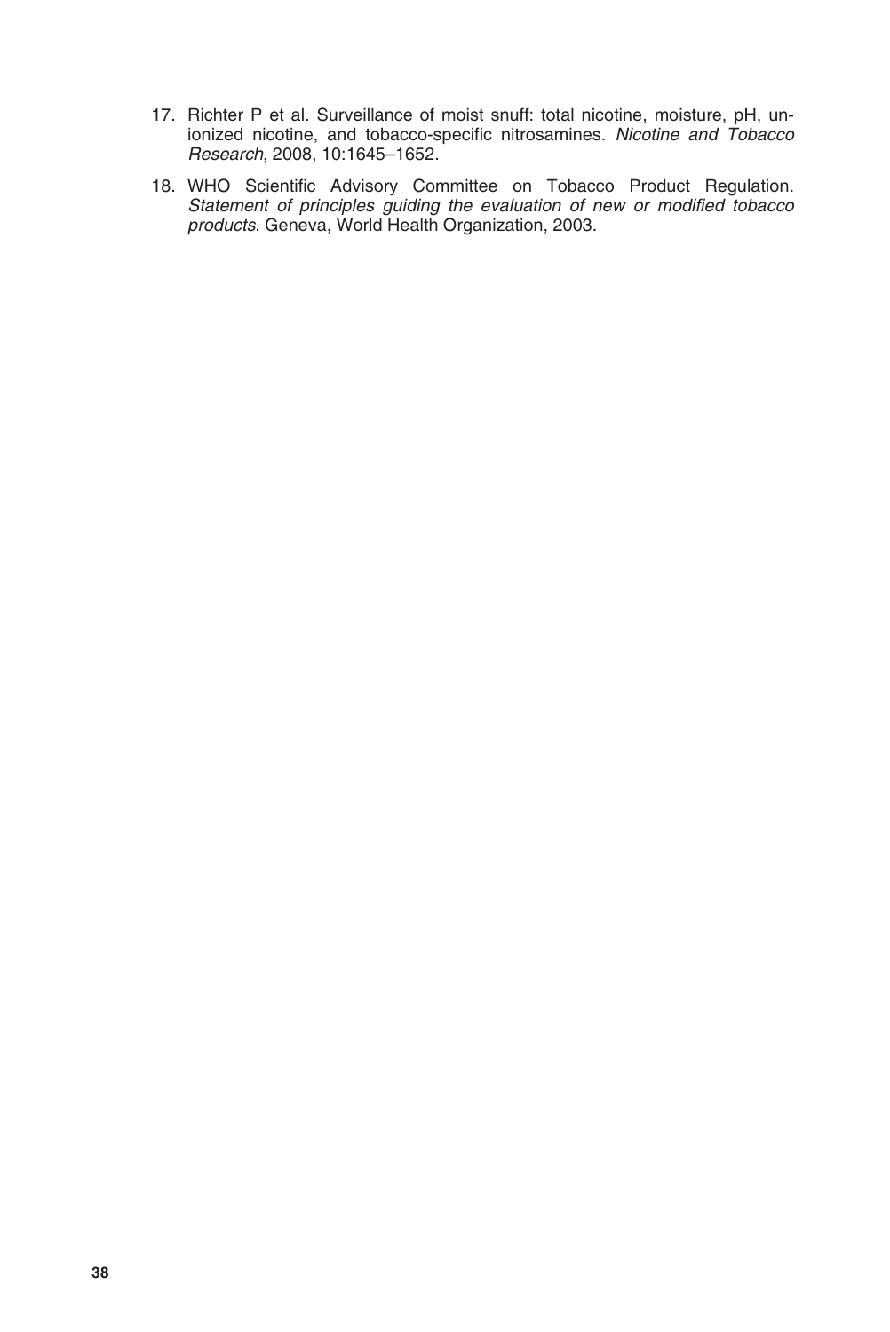17. Richter P et al. Surveillance of moist snuff: total nicotine, moisture, pH, un-ionized nicotine, and tobacco-specific nitrosamines. *Nicotine and Tobacco Research*, 2008, 10:1645–1652.

18. WHO Scientific Advisory Committee on Tobacco Product Regulation. *Statement of principles guiding the evaluation of new or modified tobacco products*. Geneva, World Health Organization, 2003.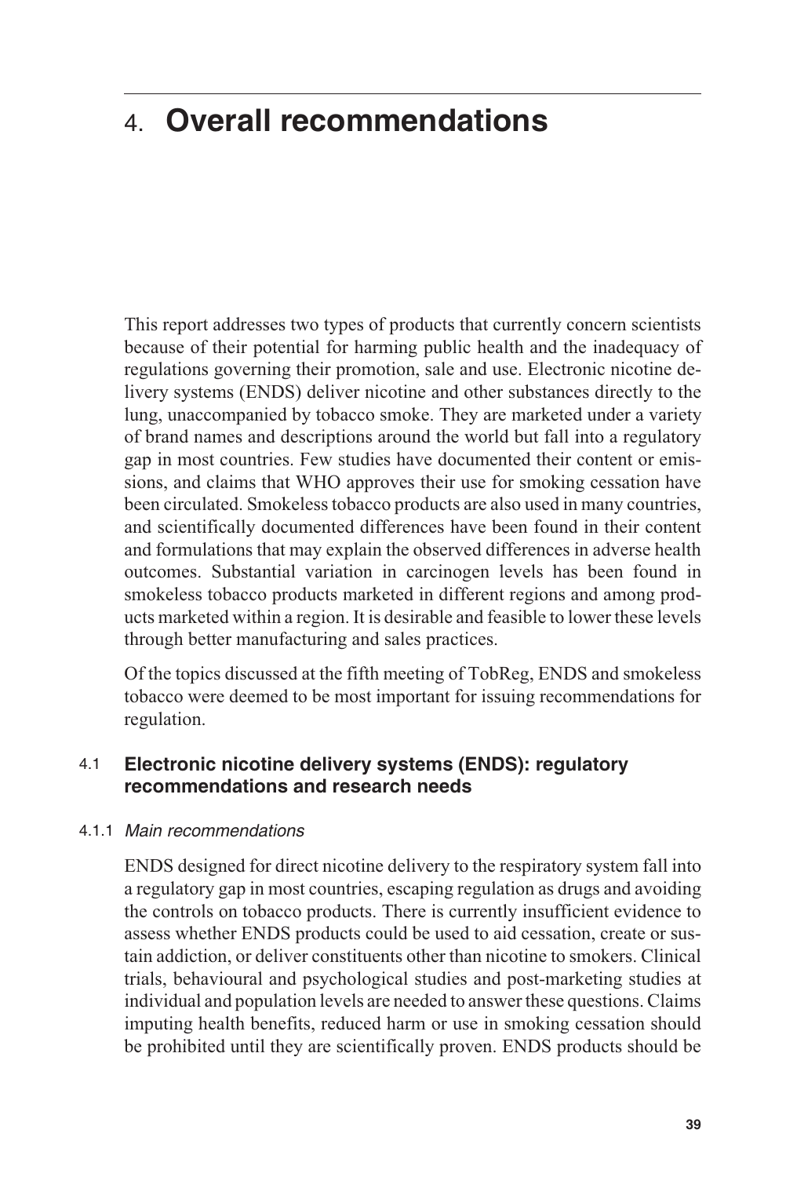# 4. Overall recommendations

This report addresses two types of products that currently concern scientists because of their potential for harming public health and the inadequacy of regulations governing their promotion, sale and use. Electronic nicotine delivery systems (ENDS) deliver nicotine and other substances directly to the lung, unaccompanied by tobacco smoke. They are marketed under a variety of brand names and descriptions around the world but fall into a regulatory gap in most countries. Few studies have documented their content or emissions, and claims that WHO approves their use for smoking cessation have been circulated. Smokeless tobacco products are also used in many countries, and scientifically documented differences have been found in their content and formulations that may explain the observed differences in adverse health outcomes. Substantial variation in carcinogen levels has been found in smokeless tobacco products marketed in different regions and among products marketed within a region. It is desirable and feasible to lower these levels through better manufacturing and sales practices.

Of the topics discussed at the fifth meeting of TobReg, ENDS and smokeless tobacco were deemed to be most important for issuing recommendations for regulation.

## 4.1 Electronic nicotine delivery systems (ENDS): regulatory recommendations and research needs

### 4.1.1 *Main recommendations*

ENDS designed for direct nicotine delivery to the respiratory system fall into a regulatory gap in most countries, escaping regulation as drugs and avoiding the controls on tobacco products. There is currently insufficient evidence to assess whether ENDS products could be used to aid cessation, create or sustain addiction, or deliver constituents other than nicotine to smokers. Clinical trials, behavioural and psychological studies and post-marketing studies at individual and population levels are needed to answer these questions. Claims imputing health benefits, reduced harm or use in smoking cessation should be prohibited until they are scientifically proven. ENDS products should be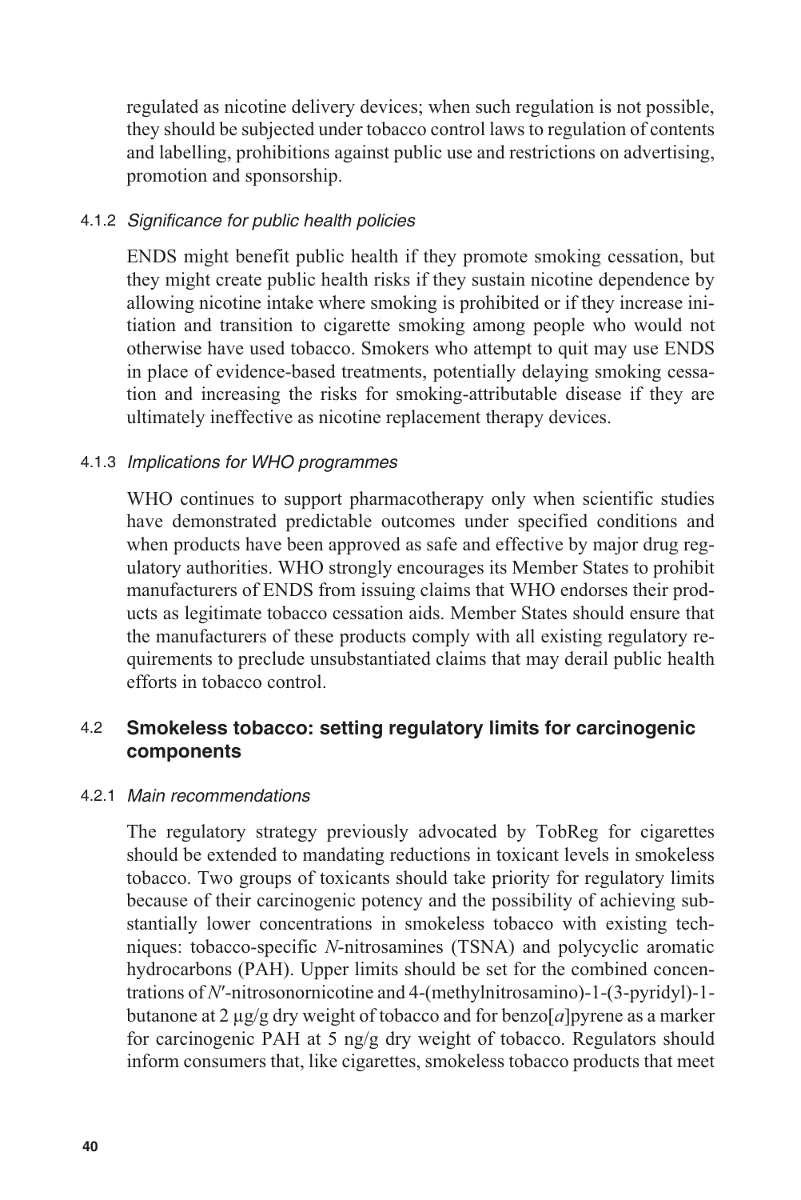regulated as nicotine delivery devices; when such regulation is not possible, they should be subjected under tobacco control laws to regulation of contents and labelling, prohibitions against public use and restrictions on advertising, promotion and sponsorship.

#### 4.1.2 *Significance for public health policies*

ENDS might benefit public health if they promote smoking cessation, but they might create public health risks if they sustain nicotine dependence by allowing nicotine intake where smoking is prohibited or if they increase initiation and transition to cigarette smoking among people who would not otherwise have used tobacco. Smokers who attempt to quit may use ENDS in place of evidence-based treatments, potentially delaying smoking cessation and increasing the risks for smoking-attributable disease if they are ultimately ineffective as nicotine replacement therapy devices.

#### 4.1.3 *Implications for WHO programmes*

WHO continues to support pharmacotherapy only when scientific studies have demonstrated predictable outcomes under specified conditions and when products have been approved as safe and effective by major drug regulatory authorities. WHO strongly encourages its Member States to prohibit manufacturers of ENDS from issuing claims that WHO endorses their products as legitimate tobacco cessation aids. Member States should ensure that the manufacturers of these products comply with all existing regulatory requirements to preclude unsubstantiated claims that may derail public health efforts in tobacco control.

### 4.2 **Smokeless tobacco: setting regulatory limits for carcinogenic components**

#### 4.2.1 *Main recommendations*

The regulatory strategy previously advocated by TobReg for cigarettes should be extended to mandating reductions in toxicant levels in smokeless tobacco. Two groups of toxicants should take priority for regulatory limits because of their carcinogenic potency and the possibility of achieving substantially lower concentrations in smokeless tobacco with existing techniques: tobacco-specific *N*-nitrosamines (TSNA) and polycyclic aromatic hydrocarbons (PAH). Upper limits should be set for the combined concentrations of *N*′-nitrosonornicotine and 4-(methylnitrosamino)-1-(3-pyridyl)-1-butanone at 2 µg/g dry weight of tobacco and for benzo[*a*]pyrene as a marker for carcinogenic PAH at 5 ng/g dry weight of tobacco. Regulators should inform consumers that, like cigarettes, smokeless tobacco products that meet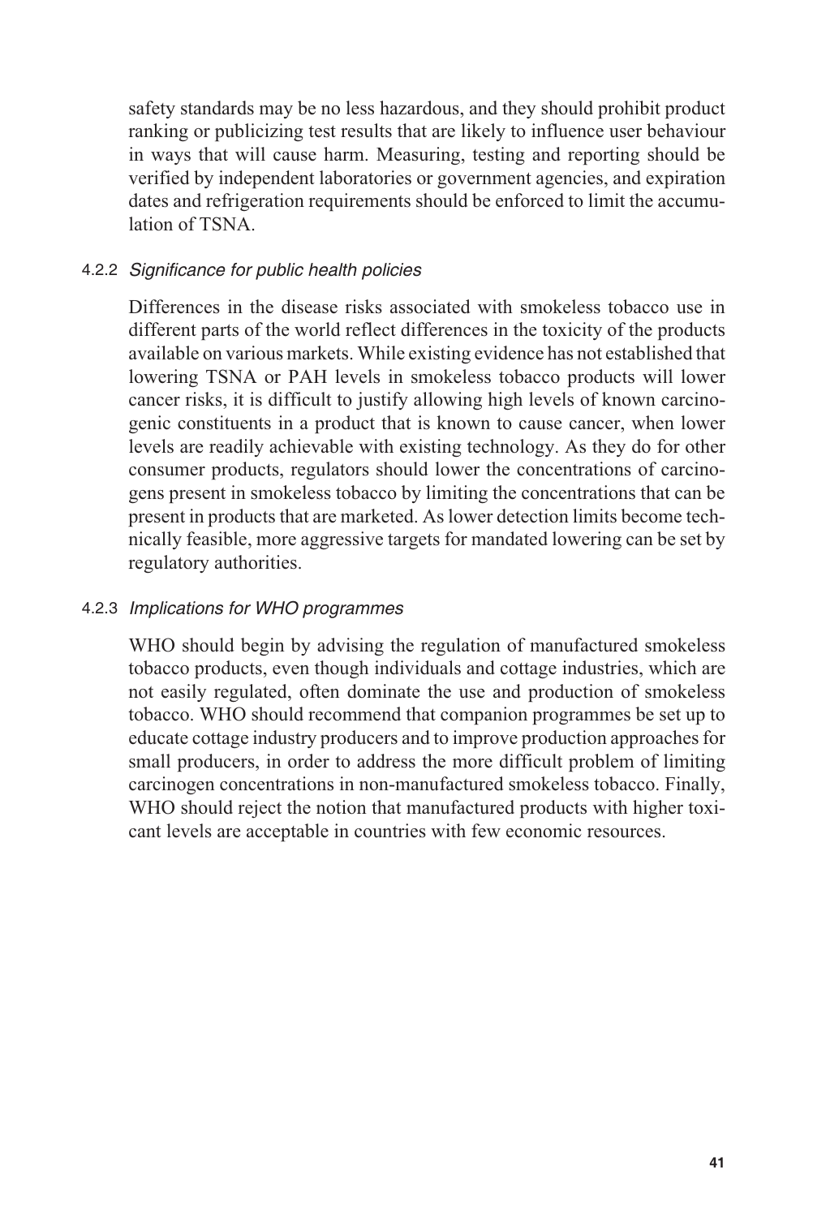safety standards may be no less hazardous, and they should prohibit product ranking or publicizing test results that are likely to influence user behaviour in ways that will cause harm. Measuring, testing and reporting should be verified by independent laboratories or government agencies, and expiration dates and refrigeration requirements should be enforced to limit the accumulation of TSNA.

### 4.2.2 *Significance for public health policies*

Differences in the disease risks associated with smokeless tobacco use in different parts of the world reflect differences in the toxicity of the products available on various markets. While existing evidence has not established that lowering TSNA or PAH levels in smokeless tobacco products will lower cancer risks, it is difficult to justify allowing high levels of known carcinogenic constituents in a product that is known to cause cancer, when lower levels are readily achievable with existing technology. As they do for other consumer products, regulators should lower the concentrations of carcinogens present in smokeless tobacco by limiting the concentrations that can be present in products that are marketed. As lower detection limits become technically feasible, more aggressive targets for mandated lowering can be set by regulatory authorities.

### 4.2.3 *Implications for WHO programmes*

WHO should begin by advising the regulation of manufactured smokeless tobacco products, even though individuals and cottage industries, which are not easily regulated, often dominate the use and production of smokeless tobacco. WHO should recommend that companion programmes be set up to educate cottage industry producers and to improve production approaches for small producers, in order to address the more difficult problem of limiting carcinogen concentrations in non-manufactured smokeless tobacco. Finally, WHO should reject the notion that manufactured products with higher toxicant levels are acceptable in countries with few economic resources.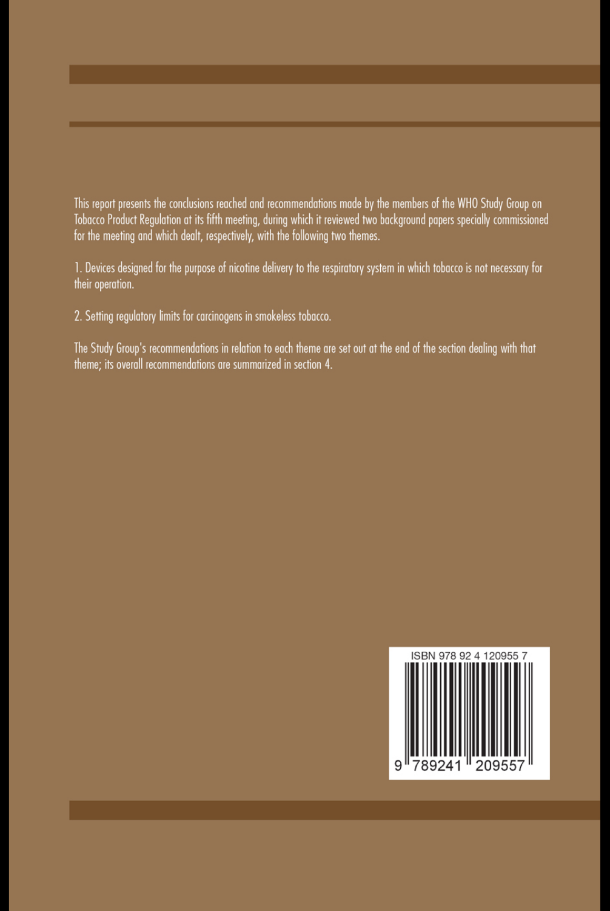This report presents the conclusions reached and recommendations made by the members of the WHO Study Group on Tobacco Product Regulation at its fifth meeting, during which it reviewed two background papers specially commissioned for the meeting and which dealt, respectively, with the following two themes.

1. Devices designed for the purpose of nicotine delivery to the respiratory system in which tobacco is not necessary for their operation.

2. Setting regulatory limits for carcinogens in smokeless tobacco.

The Study Group's recommendations in relation to each theme are set out at the end of the section dealing with that theme; its overall recommendations are summarized in section 4.

ISBN 978 92 4 120955 7